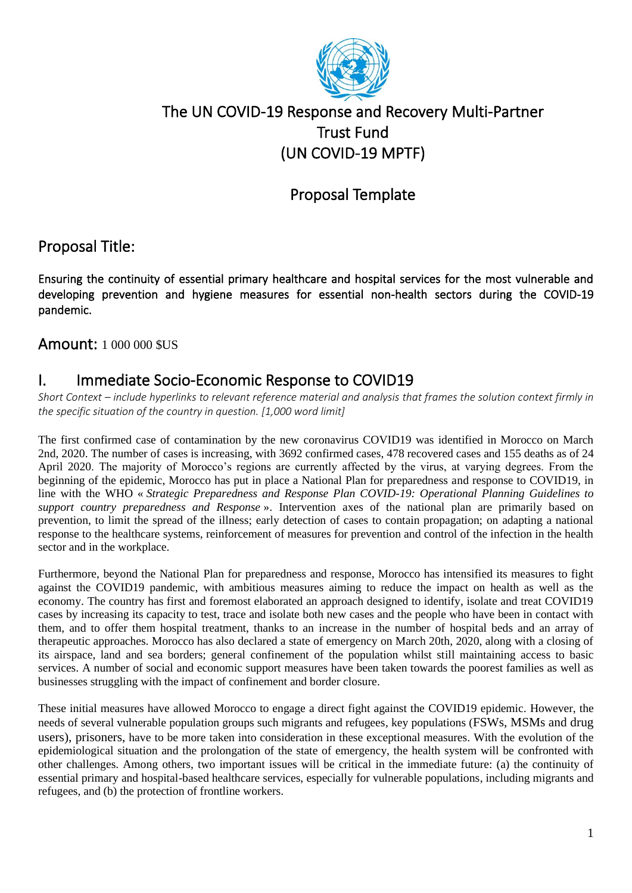# The UN COVID-19 Response and Recovery Multi-Partner Trust Fund (UN COVID-19 MPTF)

## Proposal Template

## Proposal Title:

**Ensuring the continuity of essential primary healthcare and hospital services for the most vulnerable and developing prevention and hygiene measures for essential non-health sectors during the COVID-19 pandemic.**

## Amount: 1 000 000 $US

## I. Immediate Socio-Economic Response to COVID19

*Short Context – include hyperlinks to relevant reference material and analysis that frames the solution context firmly in the specific situation of the country in question. [1,000 word limit]*

The first confirmed case of contamination by the new coronavirus COVID19 was identified in Morocco on March 2nd, 2020. The number of cases is increasing, with 3692 confirmed cases, 478 recovered cases and 155 deaths as of 24 April 2020. The majority of Morocco's regions are currently affected by the virus, at varying degrees. From the beginning of the epidemic, Morocco has put in place a National Plan for preparedness and response to COVID19, in line with the WHO « *Strategic Preparedness and Response Plan COVID-19: Operational Planning Guidelines to support country preparedness and Response* ». Intervention axes of the national plan are primarily based on prevention, to limit the spread of the illness; early detection of cases to contain propagation; on adapting a national response to the healthcare systems, reinforcement of measures for prevention and control of the infection in the health sector and in the workplace.

Furthermore, beyond the National Plan for preparedness and response, Morocco has intensified its measures to fight against the COVID19 pandemic, with ambitious measures aiming to reduce the impact on health as well as the economy. The country has first and foremost elaborated an approach designed to identify, isolate and treat COVID19 cases by increasing its capacity to test, trace and isolate both new cases and the people who have been in contact with them, and to offer them hospital treatment, thanks to an increase in the number of hospital beds and an array of therapeutic approaches. Morocco has also declared a state of emergency on March 20th, 2020, along with a closing of its airspace, land and sea borders; general confinement of the population whilst still maintaining access to basic services. A number of social and economic support measures have been taken towards the poorest families as well as businesses struggling with the impact of confinement and border closure.

These initial measures have allowed Morocco to engage a direct fight against the COVID19 epidemic. However, the needs of several vulnerable population groups such migrants and refugees, key populations (FSWs, MSMs and drug users), prisoners, have to be more taken into consideration in these exceptional measures. With the evolution of the epidemiological situation and the prolongation of the state of emergency, the health system will be confronted with other challenges. Among others, two important issues will be critical in the immediate future: (a) the continuity of essential primary and hospital-based healthcare services, especially for vulnerable populations, including migrants and refugees, and (b) the protection of frontline workers.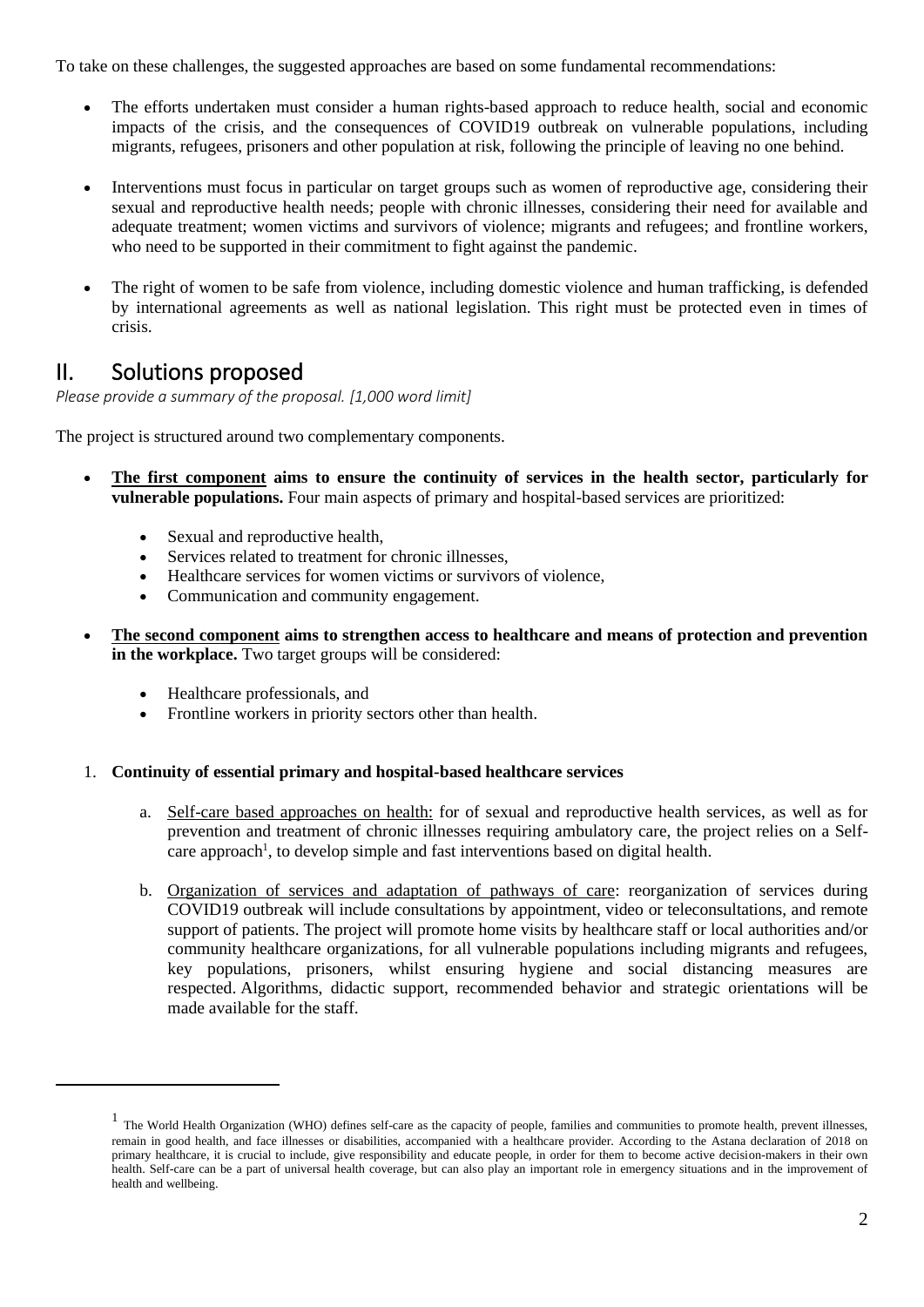To take on these challenges, the suggested approaches are based on some fundamental recommendations:

- The efforts undertaken must consider a human rights-based approach to reduce health, social and economic impacts of the crisis, and the consequences of COVID19 outbreak on vulnerable populations, including migrants, refugees, prisoners and other population at risk, following the principle of leaving no one behind.
- Interventions must focus in particular on target groups such as women of reproductive age, considering their sexual and reproductive health needs; people with chronic illnesses, considering their need for available and adequate treatment; women victims and survivors of violence; migrants and refugees; and frontline workers, who need to be supported in their commitment to fight against the pandemic.
- The right of women to be safe from violence, including domestic violence and human trafficking, is defended by international agreements as well as national legislation. This right must be protected even in times of crisis.

## II. Solutions proposed

*Please provide a summary of the proposal. [1,000 word limit]*

The project is structured around two complementary components.

- **<u>The first component</u> aims to ensure the continuity of services in the health sector, particularly for vulnerable populations.** Four main aspects of primary and hospital-based services are prioritized:
  - Sexual and reproductive health,
  - Services related to treatment for chronic illnesses,
  - Healthcare services for women victims or survivors of violence,
  - Communication and community engagement.
- **<u>The second component</u> aims to strengthen access to healthcare and means of protection and prevention in the workplace.** Two target groups will be considered:
  - Healthcare professionals, and
  - Frontline workers in priority sectors other than health.

1. **Continuity of essential primary and hospital-based healthcare services**

   a. <u>Self-care based approaches on health:</u> for of sexual and reproductive health services, as well as for prevention and treatment of chronic illnesses requiring ambulatory care, the project relies on a Self-care approach[1], to develop simple and fast interventions based on digital health.

   b. <u>Organization of services and adaptation of pathways of care</u>: reorganization of services during COVID19 outbreak will include consultations by appointment, video or teleconsultations, and remote support of patients. The project will promote home visits by healthcare staff or local authorities and/or community healthcare organizations, for all vulnerable populations including migrants and refugees, key populations, prisoners, whilst ensuring hygiene and social distancing measures are respected. Algorithms, didactic support, recommended behavior and strategic orientations will be made available for the staff.

---

[1] The World Health Organization (WHO) defines self-care as the capacity of people, families and communities to promote health, prevent illnesses, remain in good health, and face illnesses or disabilities, accompanied with a healthcare provider. According to the Astana declaration of 2018 on primary healthcare, it is crucial to include, give responsibility and educate people, in order for them to become active decision-makers in their own health. Self-care can be a part of universal health coverage, but can also play an important role in emergency situations and in the improvement of health and wellbeing.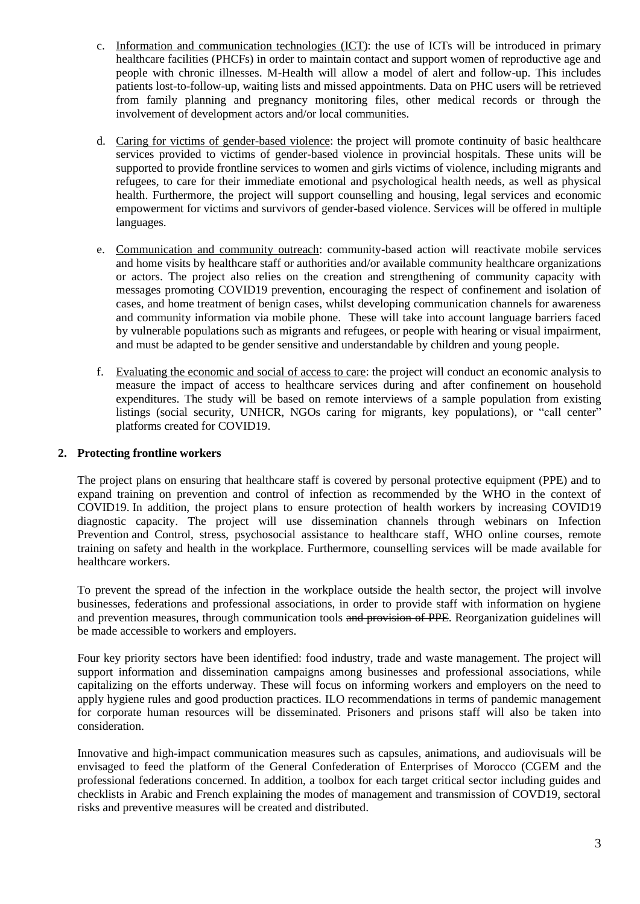c. Information and communication technologies (ICT): the use of ICTs will be introduced in primary healthcare facilities (PHCFs) in order to maintain contact and support women of reproductive age and people with chronic illnesses. M-Health will allow a model of alert and follow-up. This includes patients lost-to-follow-up, waiting lists and missed appointments. Data on PHC users will be retrieved from family planning and pregnancy monitoring files, other medical records or through the involvement of development actors and/or local communities.

d. Caring for victims of gender-based violence: the project will promote continuity of basic healthcare services provided to victims of gender-based violence in provincial hospitals. These units will be supported to provide frontline services to women and girls victims of violence, including migrants and refugees, to care for their immediate emotional and psychological health needs, as well as physical health. Furthermore, the project will support counselling and housing, legal services and economic empowerment for victims and survivors of gender-based violence. Services will be offered in multiple languages.

e. Communication and community outreach: community-based action will reactivate mobile services and home visits by healthcare staff or authorities and/or available community healthcare organizations or actors. The project also relies on the creation and strengthening of community capacity with messages promoting COVID19 prevention, encouraging the respect of confinement and isolation of cases, and home treatment of benign cases, whilst developing communication channels for awareness and community information via mobile phone. These will take into account language barriers faced by vulnerable populations such as migrants and refugees, or people with hearing or visual impairment, and must be adapted to be gender sensitive and understandable by children and young people.

f. Evaluating the economic and social of access to care: the project will conduct an economic analysis to measure the impact of access to healthcare services during and after confinement on household expenditures. The study will be based on remote interviews of a sample population from existing listings (social security, UNHCR, NGOs caring for migrants, key populations), or "call center" platforms created for COVID19.

## 2. Protecting frontline workers

The project plans on ensuring that healthcare staff is covered by personal protective equipment (PPE) and to expand training on prevention and control of infection as recommended by the WHO in the context of COVID19. In addition, the project plans to ensure protection of health workers by increasing COVID19 diagnostic capacity. The project will use dissemination channels through webinars on Infection Prevention and Control, stress, psychosocial assistance to healthcare staff, WHO online courses, remote training on safety and health in the workplace. Furthermore, counselling services will be made available for healthcare workers.

To prevent the spread of the infection in the workplace outside the health sector, the project will involve businesses, federations and professional associations, in order to provide staff with information on hygiene and prevention measures, through communication tools ~~and provision of PPE~~. Reorganization guidelines will be made accessible to workers and employers.

Four key priority sectors have been identified: food industry, trade and waste management. The project will support information and dissemination campaigns among businesses and professional associations, while capitalizing on the efforts underway. These will focus on informing workers and employers on the need to apply hygiene rules and good production practices. ILO recommendations in terms of pandemic management for corporate human resources will be disseminated. Prisoners and prisons staff will also be taken into consideration.

Innovative and high-impact communication measures such as capsules, animations, and audiovisuals will be envisaged to feed the platform of the General Confederation of Enterprises of Morocco (CGEM and the professional federations concerned. In addition, a toolbox for each target critical sector including guides and checklists in Arabic and French explaining the modes of management and transmission of COVD19, sectoral risks and preventive measures will be created and distributed.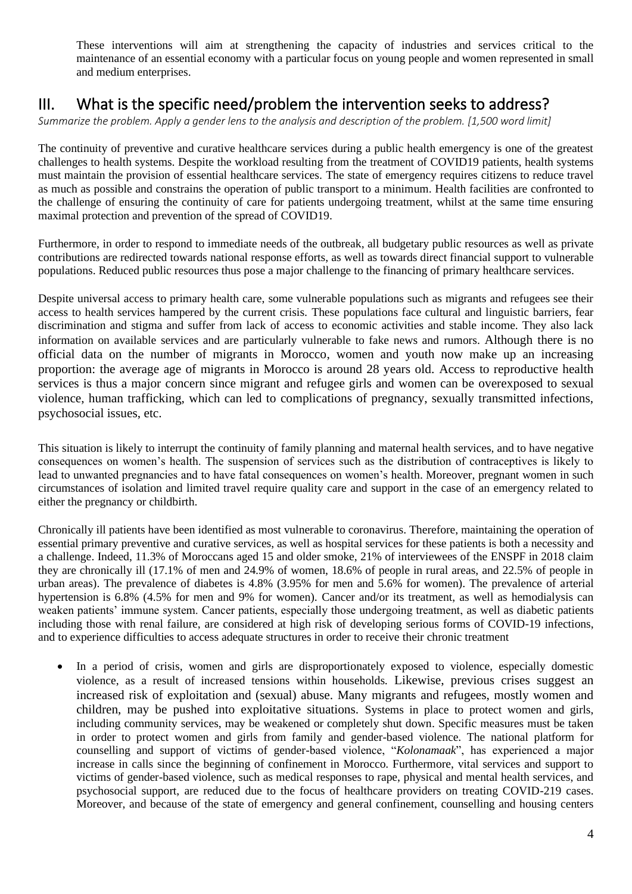These interventions will aim at strengthening the capacity of industries and services critical to the maintenance of an essential economy with a particular focus on young people and women represented in small and medium enterprises.

## III. What is the specific need/problem the intervention seeks to address?

*Summarize the problem. Apply a gender lens to the analysis and description of the problem. [1,500 word limit]*

The continuity of preventive and curative healthcare services during a public health emergency is one of the greatest challenges to health systems. Despite the workload resulting from the treatment of COVID19 patients, health systems must maintain the provision of essential healthcare services. The state of emergency requires citizens to reduce travel as much as possible and constrains the operation of public transport to a minimum. Health facilities are confronted to the challenge of ensuring the continuity of care for patients undergoing treatment, whilst at the same time ensuring maximal protection and prevention of the spread of COVID19.

Furthermore, in order to respond to immediate needs of the outbreak, all budgetary public resources as well as private contributions are redirected towards national response efforts, as well as towards direct financial support to vulnerable populations. Reduced public resources thus pose a major challenge to the financing of primary healthcare services.

Despite universal access to primary health care, some vulnerable populations such as migrants and refugees see their access to health services hampered by the current crisis. These populations face cultural and linguistic barriers, fear discrimination and stigma and suffer from lack of access to economic activities and stable income. They also lack information on available services and are particularly vulnerable to fake news and rumors. Although there is no official data on the number of migrants in Morocco, women and youth now make up an increasing proportion: the average age of migrants in Morocco is around 28 years old. Access to reproductive health services is thus a major concern since migrant and refugee girls and women can be overexposed to sexual violence, human trafficking, which can led to complications of pregnancy, sexually transmitted infections, psychosocial issues, etc.

This situation is likely to interrupt the continuity of family planning and maternal health services, and to have negative consequences on women's health. The suspension of services such as the distribution of contraceptives is likely to lead to unwanted pregnancies and to have fatal consequences on women's health. Moreover, pregnant women in such circumstances of isolation and limited travel require quality care and support in the case of an emergency related to either the pregnancy or childbirth.

Chronically ill patients have been identified as most vulnerable to coronavirus. Therefore, maintaining the operation of essential primary preventive and curative services, as well as hospital services for these patients is both a necessity and a challenge. Indeed, 11.3% of Moroccans aged 15 and older smoke, 21% of interviewees of the ENSPF in 2018 claim they are chronically ill (17.1% of men and 24.9% of women, 18.6% of people in rural areas, and 22.5% of people in urban areas). The prevalence of diabetes is 4.8% (3.95% for men and 5.6% for women). The prevalence of arterial hypertension is 6.8% (4.5% for men and 9% for women). Cancer and/or its treatment, as well as hemodialysis can weaken patients' immune system. Cancer patients, especially those undergoing treatment, as well as diabetic patients including those with renal failure, are considered at high risk of developing serious forms of COVID-19 infections, and to experience difficulties to access adequate structures in order to receive their chronic treatment

- In a period of crisis, women and girls are disproportionately exposed to violence, especially domestic violence, as a result of increased tensions within households. Likewise, previous crises suggest an increased risk of exploitation and (sexual) abuse. Many migrants and refugees, mostly women and children, may be pushed into exploitative situations. Systems in place to protect women and girls, including community services, may be weakened or completely shut down. Specific measures must be taken in order to protect women and girls from family and gender-based violence. The national platform for counselling and support of victims of gender-based violence, "*Kolonamaak*", has experienced a major increase in calls since the beginning of confinement in Morocco. Furthermore, vital services and support to victims of gender-based violence, such as medical responses to rape, physical and mental health services, and psychosocial support, are reduced due to the focus of healthcare providers on treating COVID-219 cases. Moreover, and because of the state of emergency and general confinement, counselling and housing centers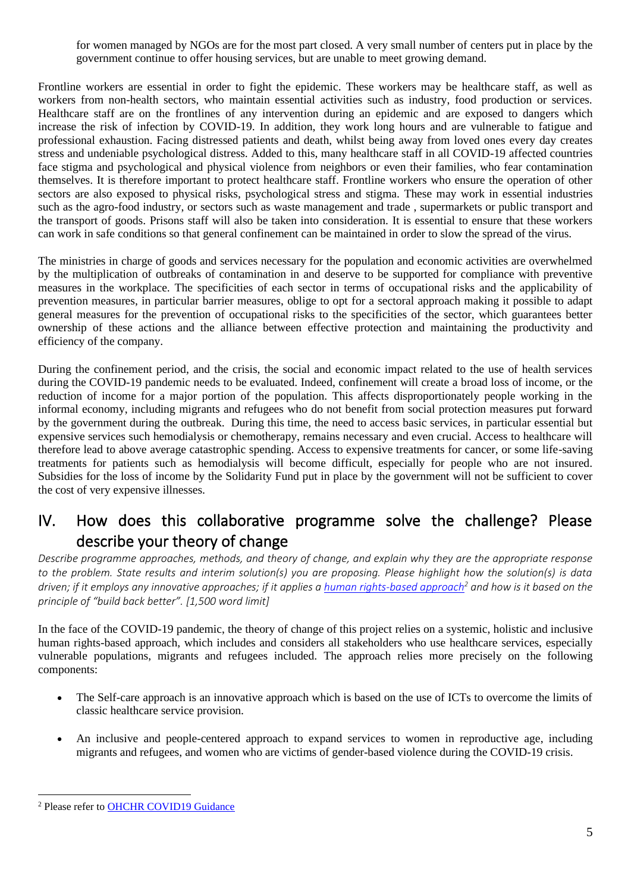for women managed by NGOs are for the most part closed. A very small number of centers put in place by the government continue to offer housing services, but are unable to meet growing demand.

Frontline workers are essential in order to fight the epidemic. These workers may be healthcare staff, as well as workers from non-health sectors, who maintain essential activities such as industry, food production or services. Healthcare staff are on the frontlines of any intervention during an epidemic and are exposed to dangers which increase the risk of infection by COVID-19. In addition, they work long hours and are vulnerable to fatigue and professional exhaustion. Facing distressed patients and death, whilst being away from loved ones every day creates stress and undeniable psychological distress. Added to this, many healthcare staff in all COVID-19 affected countries face stigma and psychological and physical violence from neighbors or even their families, who fear contamination themselves. It is therefore important to protect healthcare staff. Frontline workers who ensure the operation of other sectors are also exposed to physical risks, psychological stress and stigma. These may work in essential industries such as the agro-food industry, or sectors such as waste management and trade , supermarkets or public transport and the transport of goods. Prisons staff will also be taken into consideration. It is essential to ensure that these workers can work in safe conditions so that general confinement can be maintained in order to slow the spread of the virus.

The ministries in charge of goods and services necessary for the population and economic activities are overwhelmed by the multiplication of outbreaks of contamination in and deserve to be supported for compliance with preventive measures in the workplace. The specificities of each sector in terms of occupational risks and the applicability of prevention measures, in particular barrier measures, oblige to opt for a sectoral approach making it possible to adapt general measures for the prevention of occupational risks to the specificities of the sector, which guarantees better ownership of these actions and the alliance between effective protection and maintaining the productivity and efficiency of the company.

During the confinement period, and the crisis, the social and economic impact related to the use of health services during the COVID-19 pandemic needs to be evaluated. Indeed, confinement will create a broad loss of income, or the reduction of income for a major portion of the population. This affects disproportionately people working in the informal economy, including migrants and refugees who do not benefit from social protection measures put forward by the government during the outbreak. During this time, the need to access basic services, in particular essential but expensive services such hemodialysis or chemotherapy, remains necessary and even crucial. Access to healthcare will therefore lead to above average catastrophic spending. Access to expensive treatments for cancer, or some life-saving treatments for patients such as hemodialysis will become difficult, especially for people who are not insured. Subsidies for the loss of income by the Solidarity Fund put in place by the government will not be sufficient to cover the cost of very expensive illnesses.

# IV. How does this collaborative programme solve the challenge? Please describe your theory of change

*Describe programme approaches, methods, and theory of change, and explain why they are the appropriate response to the problem. State results and interim solution(s) you are proposing. Please highlight how the solution(s) is data driven; if it employs any innovative approaches; if it applies a human rights-based approach[2] and how is it based on the principle of "build back better". [1,500 word limit]*

In the face of the COVID-19 pandemic, the theory of change of this project relies on a systemic, holistic and inclusive human rights-based approach, which includes and considers all stakeholders who use healthcare services, especially vulnerable populations, migrants and refugees included. The approach relies more precisely on the following components:

- The Self-care approach is an innovative approach which is based on the use of ICTs to overcome the limits of classic healthcare service provision.
- An inclusive and people-centered approach to expand services to women in reproductive age, including migrants and refugees, and women who are victims of gender-based violence during the COVID-19 crisis.

[2] Please refer to OHCHR COVID19 Guidance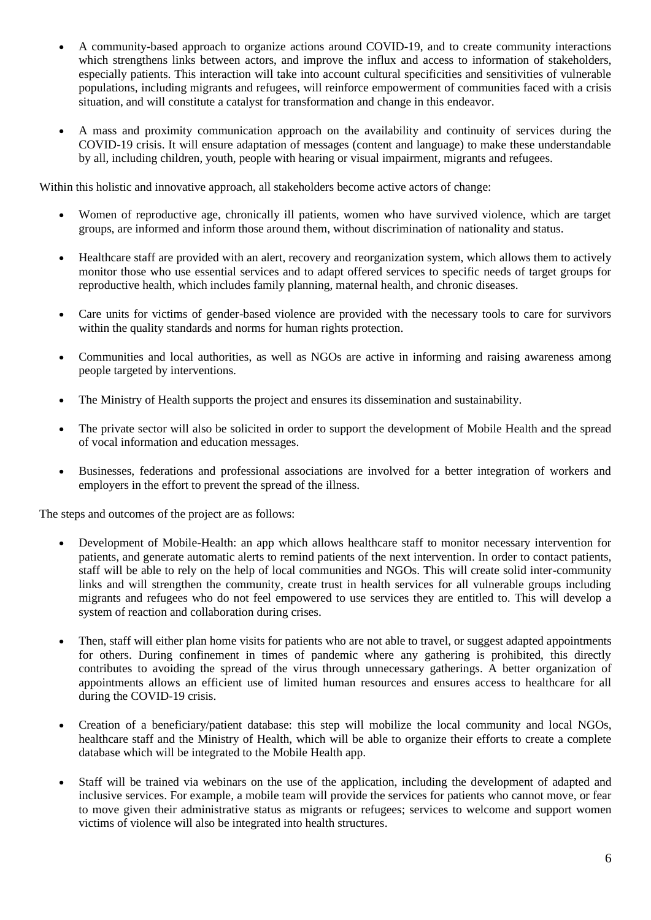- A community-based approach to organize actions around COVID-19, and to create community interactions which strengthens links between actors, and improve the influx and access to information of stakeholders, especially patients. This interaction will take into account cultural specificities and sensitivities of vulnerable populations, including migrants and refugees, will reinforce empowerment of communities faced with a crisis situation, and will constitute a catalyst for transformation and change in this endeavor.

- A mass and proximity communication approach on the availability and continuity of services during the COVID-19 crisis. It will ensure adaptation of messages (content and language) to make these understandable by all, including children, youth, people with hearing or visual impairment, migrants and refugees.

Within this holistic and innovative approach, all stakeholders become active actors of change:

- Women of reproductive age, chronically ill patients, women who have survived violence, which are target groups, are informed and inform those around them, without discrimination of nationality and status.

- Healthcare staff are provided with an alert, recovery and reorganization system, which allows them to actively monitor those who use essential services and to adapt offered services to specific needs of target groups for reproductive health, which includes family planning, maternal health, and chronic diseases.

- Care units for victims of gender-based violence are provided with the necessary tools to care for survivors within the quality standards and norms for human rights protection.

- Communities and local authorities, as well as NGOs are active in informing and raising awareness among people targeted by interventions.

- The Ministry of Health supports the project and ensures its dissemination and sustainability.

- The private sector will also be solicited in order to support the development of Mobile Health and the spread of vocal information and education messages.

- Businesses, federations and professional associations are involved for a better integration of workers and employers in the effort to prevent the spread of the illness.

The steps and outcomes of the project are as follows:

- Development of Mobile-Health: an app which allows healthcare staff to monitor necessary intervention for patients, and generate automatic alerts to remind patients of the next intervention. In order to contact patients, staff will be able to rely on the help of local communities and NGOs. This will create solid inter-community links and will strengthen the community, create trust in health services for all vulnerable groups including migrants and refugees who do not feel empowered to use services they are entitled to. This will develop a system of reaction and collaboration during crises.

- Then, staff will either plan home visits for patients who are not able to travel, or suggest adapted appointments for others. During confinement in times of pandemic where any gathering is prohibited, this directly contributes to avoiding the spread of the virus through unnecessary gatherings. A better organization of appointments allows an efficient use of limited human resources and ensures access to healthcare for all during the COVID-19 crisis.

- Creation of a beneficiary/patient database: this step will mobilize the local community and local NGOs, healthcare staff and the Ministry of Health, which will be able to organize their efforts to create a complete database which will be integrated to the Mobile Health app.

- Staff will be trained via webinars on the use of the application, including the development of adapted and inclusive services. For example, a mobile team will provide the services for patients who cannot move, or fear to move given their administrative status as migrants or refugees; services to welcome and support women victims of violence will also be integrated into health structures.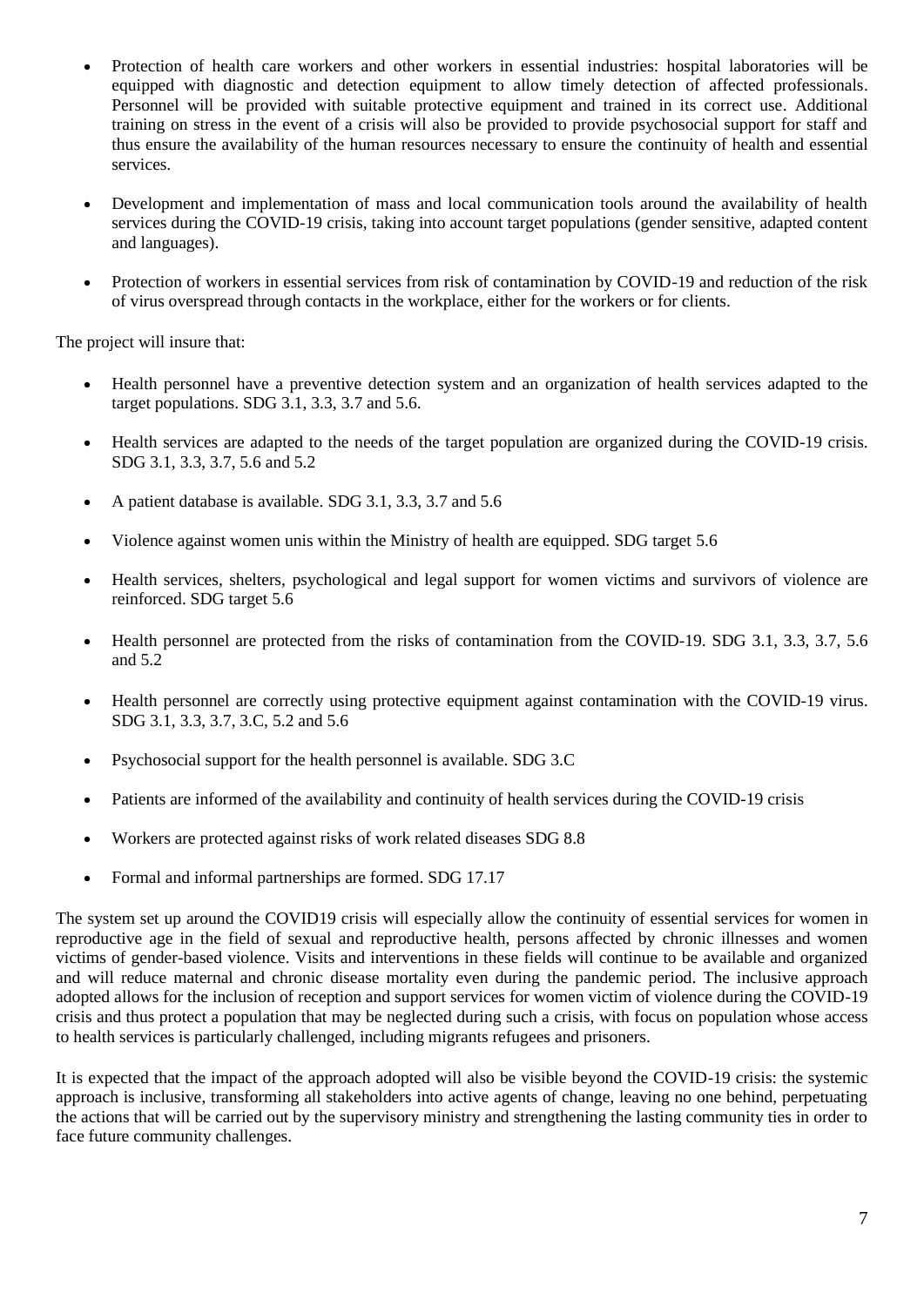- Protection of health care workers and other workers in essential industries: hospital laboratories will be equipped with diagnostic and detection equipment to allow timely detection of affected professionals. Personnel will be provided with suitable protective equipment and trained in its correct use. Additional training on stress in the event of a crisis will also be provided to provide psychosocial support for staff and thus ensure the availability of the human resources necessary to ensure the continuity of health and essential services.

- Development and implementation of mass and local communication tools around the availability of health services during the COVID-19 crisis, taking into account target populations (gender sensitive, adapted content and languages).

- Protection of workers in essential services from risk of contamination by COVID-19 and reduction of the risk of virus overspread through contacts in the workplace, either for the workers or for clients.

The project will insure that:

- Health personnel have a preventive detection system and an organization of health services adapted to the target populations. SDG 3.1, 3.3, 3.7 and 5.6.

- Health services are adapted to the needs of the target population are organized during the COVID-19 crisis. SDG 3.1, 3.3, 3.7, 5.6 and 5.2

- A patient database is available. SDG 3.1, 3.3, 3.7 and 5.6

- Violence against women unis within the Ministry of health are equipped. SDG target 5.6

- Health services, shelters, psychological and legal support for women victims and survivors of violence are reinforced. SDG target 5.6

- Health personnel are protected from the risks of contamination from the COVID-19. SDG 3.1, 3.3, 3.7, 5.6 and 5.2

- Health personnel are correctly using protective equipment against contamination with the COVID-19 virus. SDG 3.1, 3.3, 3.7, 3.C, 5.2 and 5.6

- Psychosocial support for the health personnel is available. SDG 3.C

- Patients are informed of the availability and continuity of health services during the COVID-19 crisis

- Workers are protected against risks of work related diseases SDG 8.8

- Formal and informal partnerships are formed. SDG 17.17

The system set up around the COVID19 crisis will especially allow the continuity of essential services for women in reproductive age in the field of sexual and reproductive health, persons affected by chronic illnesses and women victims of gender-based violence. Visits and interventions in these fields will continue to be available and organized and will reduce maternal and chronic disease mortality even during the pandemic period. The inclusive approach adopted allows for the inclusion of reception and support services for women victim of violence during the COVID-19 crisis and thus protect a population that may be neglected during such a crisis, with focus on population whose access to health services is particularly challenged, including migrants refugees and prisoners.

It is expected that the impact of the approach adopted will also be visible beyond the COVID-19 crisis: the systemic approach is inclusive, transforming all stakeholders into active agents of change, leaving no one behind, perpetuating the actions that will be carried out by the supervisory ministry and strengthening the lasting community ties in order to face future community challenges.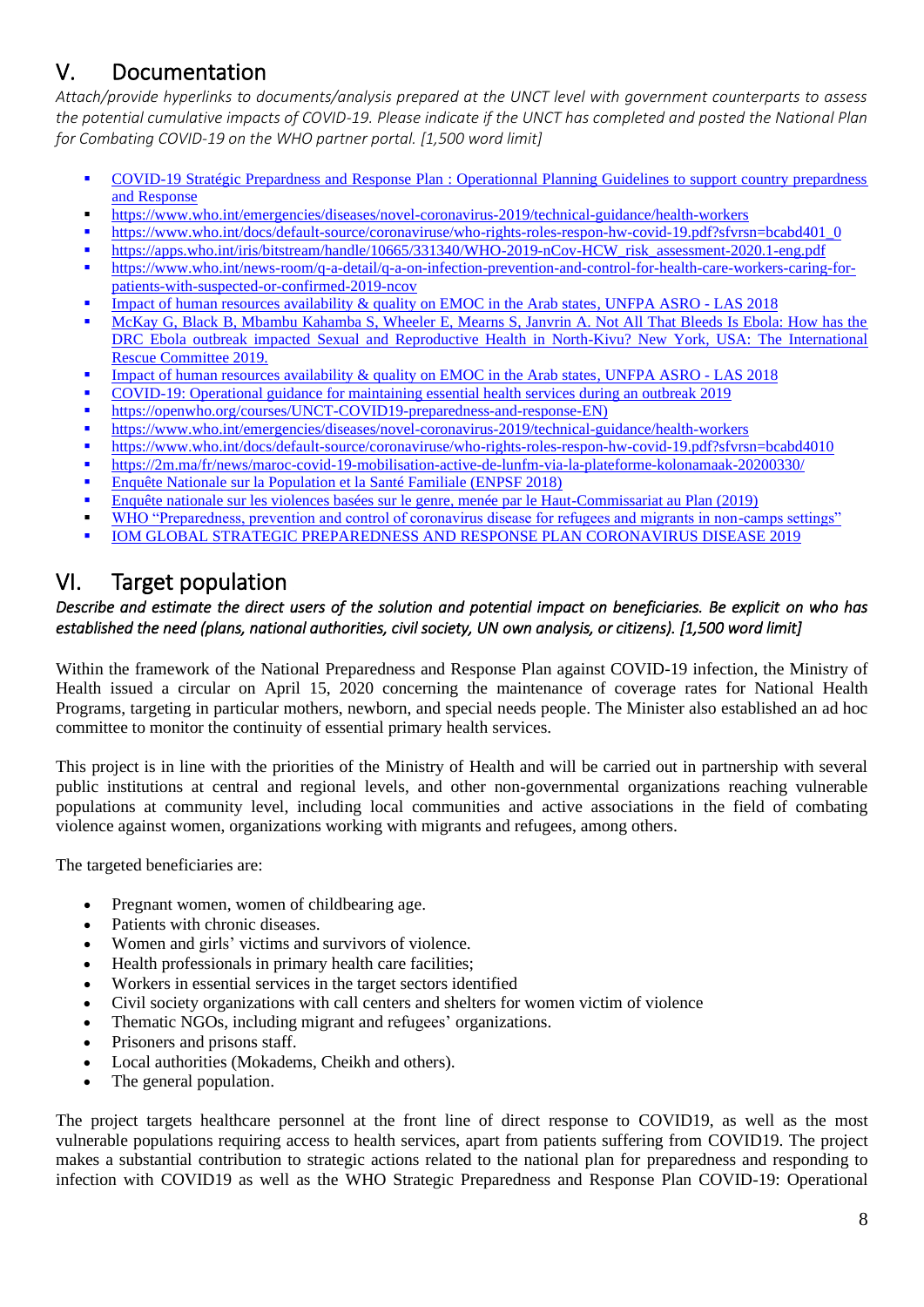## V. Documentation

*Attach/provide hyperlinks to documents/analysis prepared at the UNCT level with government counterparts to assess the potential cumulative impacts of COVID-19. Please indicate if the UNCT has completed and posted the National Plan for Combating COVID-19 on the WHO partner portal. [1,500 word limit]*

- COVID-19 Stratégic Prepardness and Response Plan : Operationnal Planning Guidelines to support country prepardness and Response
- https://www.who.int/emergencies/diseases/novel-coronavirus-2019/technical-guidance/health-workers
- https://www.who.int/docs/default-source/coronaviruse/who-rights-roles-respon-hw-covid-19.pdf?sfvrsn=bcabd401_0
- https://apps.who.int/iris/bitstream/handle/10665/331340/WHO-2019-nCov-HCW_risk_assessment-2020.1-eng.pdf
- https://www.who.int/news-room/q-a-detail/q-a-on-infection-prevention-and-control-for-health-care-workers-caring-for-patients-with-suspected-or-confirmed-2019-ncov
- Impact of human resources availability & quality on EMOC in the Arab states, UNFPA ASRO - LAS 2018
- McKay G, Black B, Mbambu Kahamba S, Wheeler E, Mearns S, Janvrin A. Not All That Bleeds Is Ebola: How has the DRC Ebola outbreak impacted Sexual and Reproductive Health in North-Kivu? New York, USA: The International Rescue Committee 2019.
- Impact of human resources availability & quality on EMOC in the Arab states, UNFPA ASRO - LAS 2018
- COVID-19: Operational guidance for maintaining essential health services during an outbreak 2019
- https://openwho.org/courses/UNCT-COVID19-preparedness-and-response-EN)
- https://www.who.int/emergencies/diseases/novel-coronavirus-2019/technical-guidance/health-workers
- https://www.who.int/docs/default-source/coronaviruse/who-rights-roles-respon-hw-covid-19.pdf?sfvrsn=bcabd4010
- https://2m.ma/fr/news/maroc-covid-19-mobilisation-active-de-lunfm-via-la-plateforme-kolonamaak-20200330/
- Enquête Nationale sur la Population et la Santé Familiale (ENPSF 2018)
- Enquête nationale sur les violences basées sur le genre, menée par le Haut-Commissariat au Plan (2019)
- WHO "Preparedness, prevention and control of coronavirus disease for refugees and migrants in non-camps settings"
- IOM GLOBAL STRATEGIC PREPAREDNESS AND RESPONSE PLAN CORONAVIRUS DISEASE 2019

## VI. Target population

***Describe and estimate the direct users of the solution and potential impact on beneficiaries. Be explicit on who has established the need (plans, national authorities, civil society, UN own analysis, or citizens). [1,500 word limit]***

Within the framework of the National Preparedness and Response Plan against COVID-19 infection, the Ministry of Health issued a circular on April 15, 2020 concerning the maintenance of coverage rates for National Health Programs, targeting in particular mothers, newborn, and special needs people. The Minister also established an ad hoc committee to monitor the continuity of essential primary health services.

This project is in line with the priorities of the Ministry of Health and will be carried out in partnership with several public institutions at central and regional levels, and other non-governmental organizations reaching vulnerable populations at community level, including local communities and active associations in the field of combating violence against women, organizations working with migrants and refugees, among others.

The targeted beneficiaries are:

- Pregnant women, women of childbearing age.
- Patients with chronic diseases.
- Women and girls' victims and survivors of violence.
- Health professionals in primary health care facilities;
- Workers in essential services in the target sectors identified
- Civil society organizations with call centers and shelters for women victim of violence
- Thematic NGOs, including migrant and refugees' organizations.
- Prisoners and prisons staff.
- Local authorities (Mokadems, Cheikh and others).
- The general population.

The project targets healthcare personnel at the front line of direct response to COVID19, as well as the most vulnerable populations requiring access to health services, apart from patients suffering from COVID19. The project makes a substantial contribution to strategic actions related to the national plan for preparedness and responding to infection with COVID19 as well as the WHO Strategic Preparedness and Response Plan COVID-19: Operational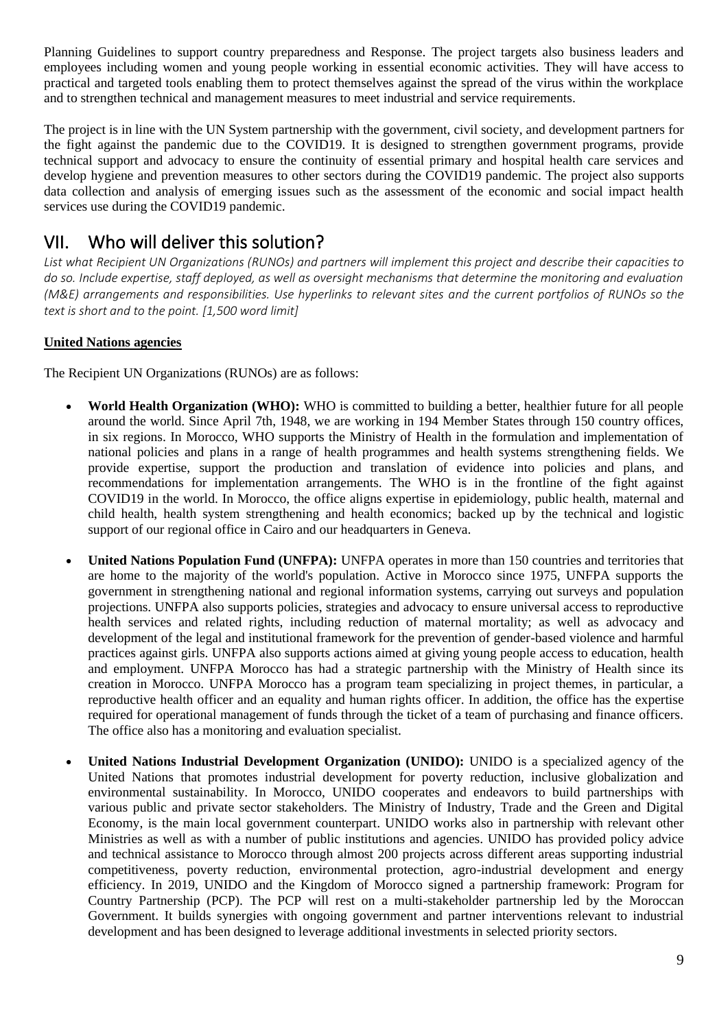Planning Guidelines to support country preparedness and Response. The project targets also business leaders and employees including women and young people working in essential economic activities. They will have access to practical and targeted tools enabling them to protect themselves against the spread of the virus within the workplace and to strengthen technical and management measures to meet industrial and service requirements.

The project is in line with the UN System partnership with the government, civil society, and development partners for the fight against the pandemic due to the COVID19. It is designed to strengthen government programs, provide technical support and advocacy to ensure the continuity of essential primary and hospital health care services and develop hygiene and prevention measures to other sectors during the COVID19 pandemic. The project also supports data collection and analysis of emerging issues such as the assessment of the economic and social impact health services use during the COVID19 pandemic.

# VII. Who will deliver this solution?

*List what Recipient UN Organizations (RUNOs) and partners will implement this project and describe their capacities to do so. Include expertise, staff deployed, as well as oversight mechanisms that determine the monitoring and evaluation (M&E) arrangements and responsibilities. Use hyperlinks to relevant sites and the current portfolios of RUNOs so the text is short and to the point. [1,500 word limit]*

**United Nations agencies**

The Recipient UN Organizations (RUNOs) are as follows:

- **World Health Organization (WHO):** WHO is committed to building a better, healthier future for all people around the world. Since April 7th, 1948, we are working in 194 Member States through 150 country offices, in six regions. In Morocco, WHO supports the Ministry of Health in the formulation and implementation of national policies and plans in a range of health programmes and health systems strengthening fields. We provide expertise, support the production and translation of evidence into policies and plans, and recommendations for implementation arrangements. The WHO is in the frontline of the fight against COVID19 in the world. In Morocco, the office aligns expertise in epidemiology, public health, maternal and child health, health system strengthening and health economics; backed up by the technical and logistic support of our regional office in Cairo and our headquarters in Geneva.

- **United Nations Population Fund (UNFPA):** UNFPA operates in more than 150 countries and territories that are home to the majority of the world's population. Active in Morocco since 1975, UNFPA supports the government in strengthening national and regional information systems, carrying out surveys and population projections. UNFPA also supports policies, strategies and advocacy to ensure universal access to reproductive health services and related rights, including reduction of maternal mortality; as well as advocacy and development of the legal and institutional framework for the prevention of gender-based violence and harmful practices against girls. UNFPA also supports actions aimed at giving young people access to education, health and employment. UNFPA Morocco has had a strategic partnership with the Ministry of Health since its creation in Morocco. UNFPA Morocco has a program team specializing in project themes, in particular, a reproductive health officer and an equality and human rights officer. In addition, the office has the expertise required for operational management of funds through the ticket of a team of purchasing and finance officers. The office also has a monitoring and evaluation specialist.

- **United Nations Industrial Development Organization (UNIDO):** UNIDO is a specialized agency of the United Nations that promotes industrial development for poverty reduction, inclusive globalization and environmental sustainability. In Morocco, UNIDO cooperates and endeavors to build partnerships with various public and private sector stakeholders. The Ministry of Industry, Trade and the Green and Digital Economy, is the main local government counterpart. UNIDO works also in partnership with relevant other Ministries as well as with a number of public institutions and agencies. UNIDO has provided policy advice and technical assistance to Morocco through almost 200 projects across different areas supporting industrial competitiveness, poverty reduction, environmental protection, agro-industrial development and energy efficiency. In 2019, UNIDO and the Kingdom of Morocco signed a partnership framework: Program for Country Partnership (PCP). The PCP will rest on a multi-stakeholder partnership led by the Moroccan Government. It builds synergies with ongoing government and partner interventions relevant to industrial development and has been designed to leverage additional investments in selected priority sectors.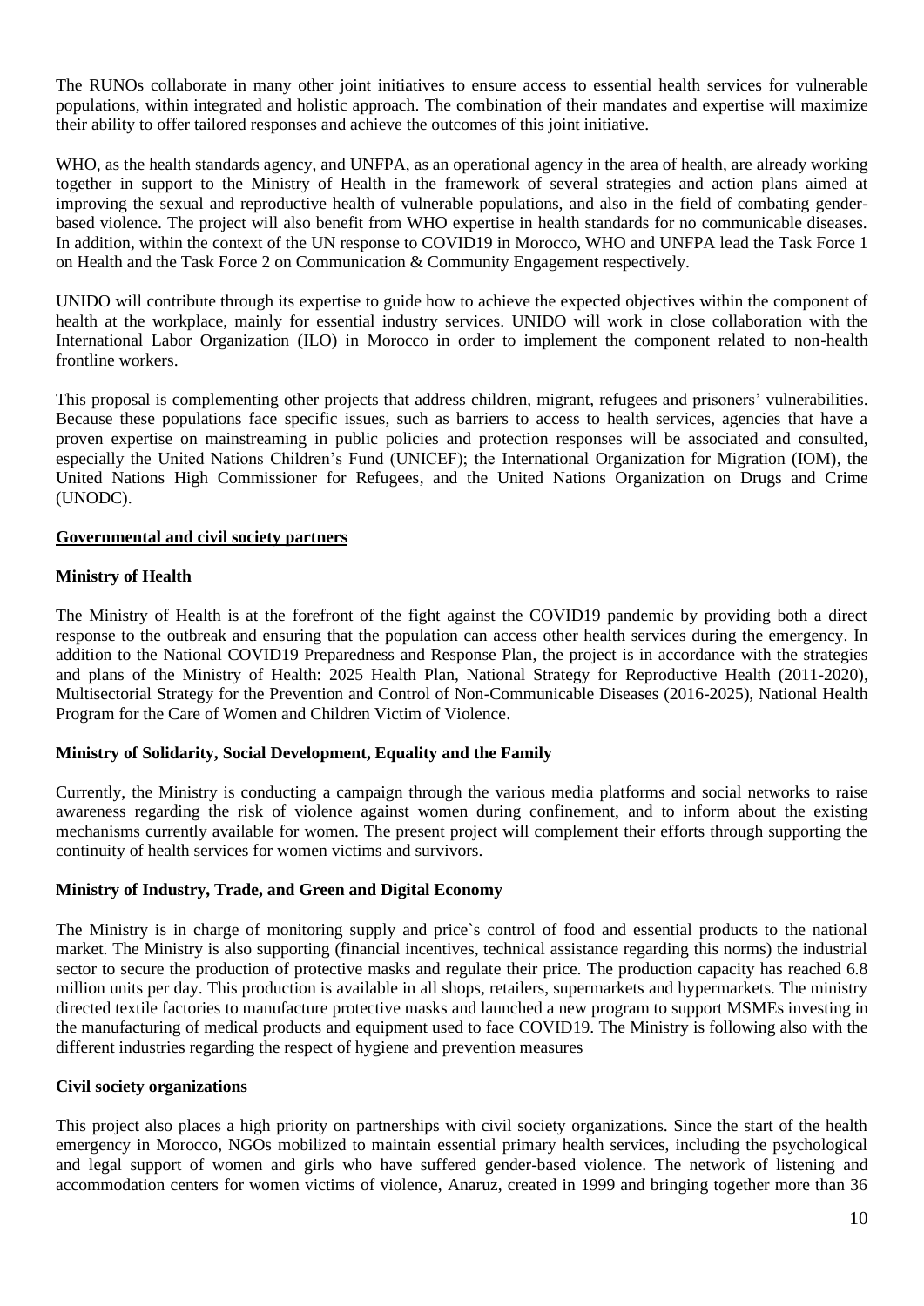The RUNOs collaborate in many other joint initiatives to ensure access to essential health services for vulnerable populations, within integrated and holistic approach. The combination of their mandates and expertise will maximize their ability to offer tailored responses and achieve the outcomes of this joint initiative.

WHO, as the health standards agency, and UNFPA, as an operational agency in the area of health, are already working together in support to the Ministry of Health in the framework of several strategies and action plans aimed at improving the sexual and reproductive health of vulnerable populations, and also in the field of combating gender-based violence. The project will also benefit from WHO expertise in health standards for no communicable diseases. In addition, within the context of the UN response to COVID19 in Morocco, WHO and UNFPA lead the Task Force 1 on Health and the Task Force 2 on Communication & Community Engagement respectively.

UNIDO will contribute through its expertise to guide how to achieve the expected objectives within the component of health at the workplace, mainly for essential industry services. UNIDO will work in close collaboration with the International Labor Organization (ILO) in Morocco in order to implement the component related to non-health frontline workers.

This proposal is complementing other projects that address children, migrant, refugees and prisoners' vulnerabilities. Because these populations face specific issues, such as barriers to access to health services, agencies that have a proven expertise on mainstreaming in public policies and protection responses will be associated and consulted, especially the United Nations Children's Fund (UNICEF); the International Organization for Migration (IOM), the United Nations High Commissioner for Refugees, and the United Nations Organization on Drugs and Crime (UNODC).

**Governmental and civil society partners**

**Ministry of Health**

The Ministry of Health is at the forefront of the fight against the COVID19 pandemic by providing both a direct response to the outbreak and ensuring that the population can access other health services during the emergency. In addition to the National COVID19 Preparedness and Response Plan, the project is in accordance with the strategies and plans of the Ministry of Health: 2025 Health Plan, National Strategy for Reproductive Health (2011-2020), Multisectorial Strategy for the Prevention and Control of Non-Communicable Diseases (2016-2025), National Health Program for the Care of Women and Children Victim of Violence.

**Ministry of Solidarity, Social Development, Equality and the Family**

Currently, the Ministry is conducting a campaign through the various media platforms and social networks to raise awareness regarding the risk of violence against women during confinement, and to inform about the existing mechanisms currently available for women. The present project will complement their efforts through supporting the continuity of health services for women victims and survivors.

**Ministry of Industry, Trade, and Green and Digital Economy**

The Ministry is in charge of monitoring supply and price`s control of food and essential products to the national market. The Ministry is also supporting (financial incentives, technical assistance regarding this norms) the industrial sector to secure the production of protective masks and regulate their price. The production capacity has reached 6.8 million units per day. This production is available in all shops, retailers, supermarkets and hypermarkets. The ministry directed textile factories to manufacture protective masks and launched a new program to support MSMEs investing in the manufacturing of medical products and equipment used to face COVID19. The Ministry is following also with the different industries regarding the respect of hygiene and prevention measures

**Civil society organizations**

This project also places a high priority on partnerships with civil society organizations. Since the start of the health emergency in Morocco, NGOs mobilized to maintain essential primary health services, including the psychological and legal support of women and girls who have suffered gender-based violence. The network of listening and accommodation centers for women victims of violence, Anaruz, created in 1999 and bringing together more than 36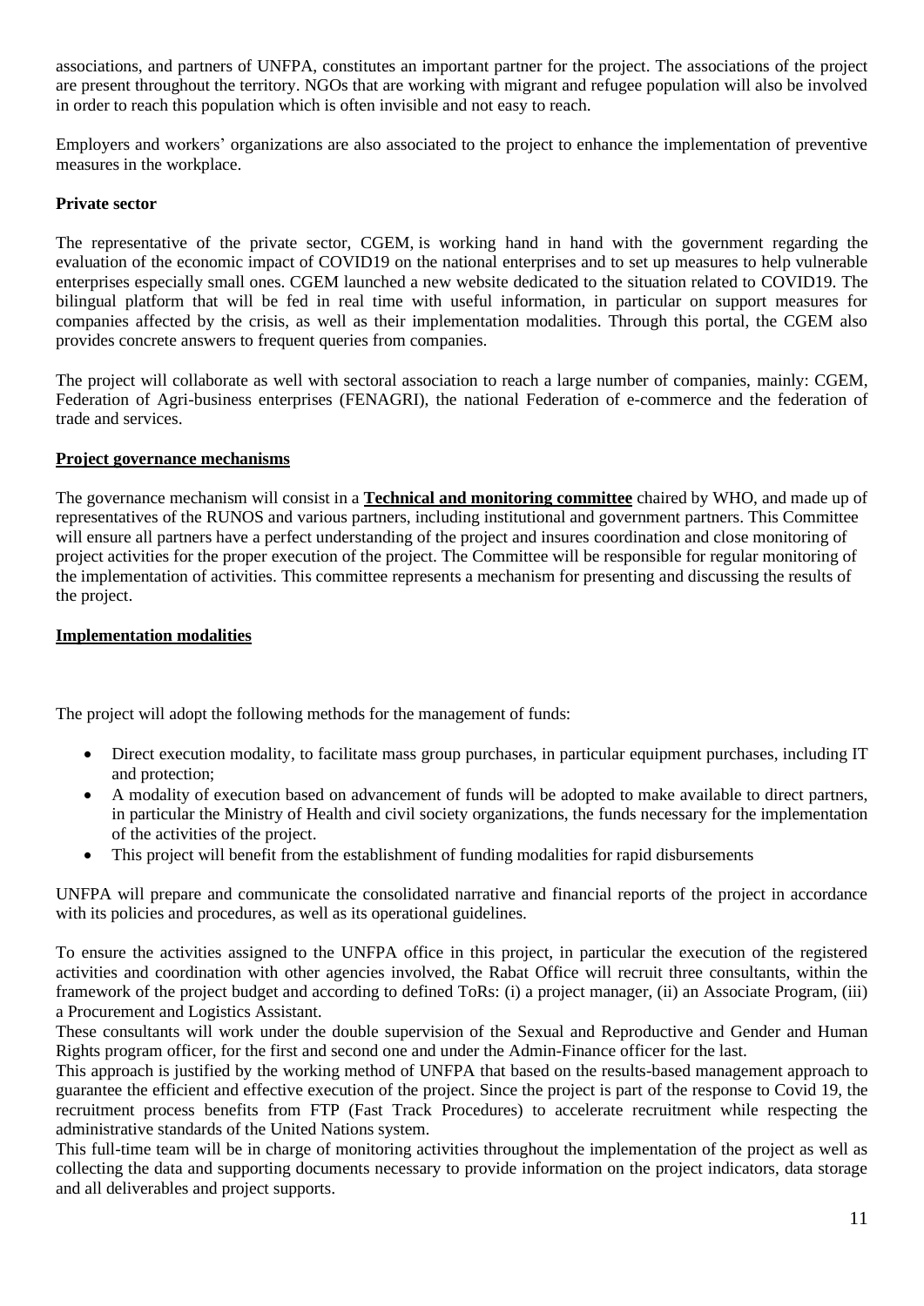associations, and partners of UNFPA, constitutes an important partner for the project. The associations of the project are present throughout the territory. NGOs that are working with migrant and refugee population will also be involved in order to reach this population which is often invisible and not easy to reach.

Employers and workers' organizations are also associated to the project to enhance the implementation of preventive measures in the workplace.

**Private sector**

The representative of the private sector, CGEM, is working hand in hand with the government regarding the evaluation of the economic impact of COVID19 on the national enterprises and to set up measures to help vulnerable enterprises especially small ones. CGEM launched a new website dedicated to the situation related to COVID19. The bilingual platform that will be fed in real time with useful information, in particular on support measures for companies affected by the crisis, as well as their implementation modalities. Through this portal, the CGEM also provides concrete answers to frequent queries from companies.

The project will collaborate as well with sectoral association to reach a large number of companies, mainly: CGEM, Federation of Agri-business enterprises (FENAGRI), the national Federation of e-commerce and the federation of trade and services.

**Project governance mechanisms**

The governance mechanism will consist in a **Technical and monitoring committee** chaired by WHO, and made up of representatives of the RUNOS and various partners, including institutional and government partners. This Committee will ensure all partners have a perfect understanding of the project and insures coordination and close monitoring of project activities for the proper execution of the project. The Committee will be responsible for regular monitoring of the implementation of activities. This committee represents a mechanism for presenting and discussing the results of the project.

**Implementation modalities**

The project will adopt the following methods for the management of funds:

- Direct execution modality, to facilitate mass group purchases, in particular equipment purchases, including IT and protection;
- A modality of execution based on advancement of funds will be adopted to make available to direct partners, in particular the Ministry of Health and civil society organizations, the funds necessary for the implementation of the activities of the project.
- This project will benefit from the establishment of funding modalities for rapid disbursements

UNFPA will prepare and communicate the consolidated narrative and financial reports of the project in accordance with its policies and procedures, as well as its operational guidelines.

To ensure the activities assigned to the UNFPA office in this project, in particular the execution of the registered activities and coordination with other agencies involved, the Rabat Office will recruit three consultants, within the framework of the project budget and according to defined ToRs: (i) a project manager, (ii) an Associate Program, (iii) a Procurement and Logistics Assistant.

These consultants will work under the double supervision of the Sexual and Reproductive and Gender and Human Rights program officer, for the first and second one and under the Admin-Finance officer for the last.

This approach is justified by the working method of UNFPA that based on the results-based management approach to guarantee the efficient and effective execution of the project. Since the project is part of the response to Covid 19, the recruitment process benefits from FTP (Fast Track Procedures) to accelerate recruitment while respecting the administrative standards of the United Nations system.

This full-time team will be in charge of monitoring activities throughout the implementation of the project as well as collecting the data and supporting documents necessary to provide information on the project indicators, data storage and all deliverables and project supports.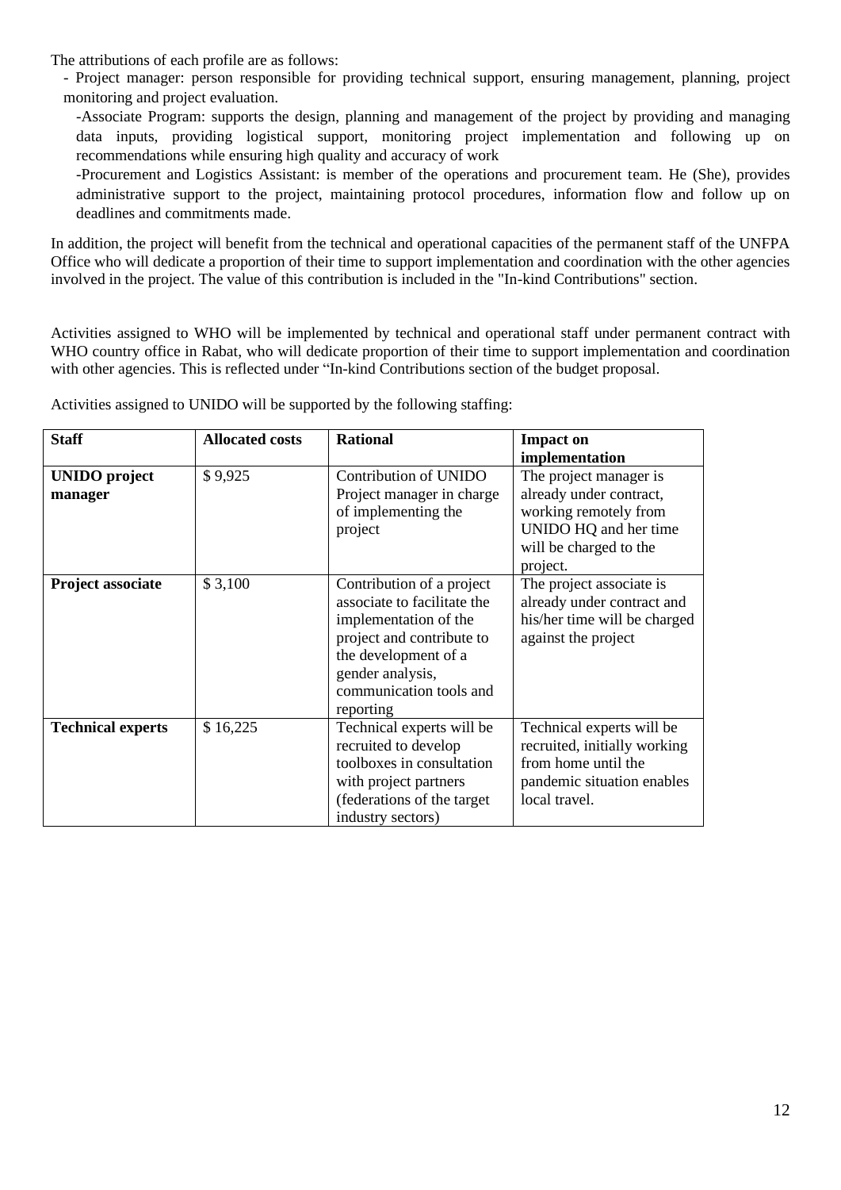The attributions of each profile are as follows:

- Project manager: person responsible for providing technical support, ensuring management, planning, project monitoring and project evaluation.
- Associate Program: supports the design, planning and management of the project by providing and managing data inputs, providing logistical support, monitoring project implementation and following up on recommendations while ensuring high quality and accuracy of work
- Procurement and Logistics Assistant: is member of the operations and procurement team. He (She), provides administrative support to the project, maintaining protocol procedures, information flow and follow up on deadlines and commitments made.

In addition, the project will benefit from the technical and operational capacities of the permanent staff of the UNFPA Office who will dedicate a proportion of their time to support implementation and coordination with the other agencies involved in the project. The value of this contribution is included in the "In-kind Contributions" section.

Activities assigned to WHO will be implemented by technical and operational staff under permanent contract with WHO country office in Rabat, who will dedicate proportion of their time to support implementation and coordination with other agencies. This is reflected under "In-kind Contributions section of the budget proposal.

Activities assigned to UNIDO will be supported by the following staffing:

| **Staff** | **Allocated costs** | **Rational** | **Impact on implementation** |
|---|---|---|---|
| **UNIDO project manager** | \$ 9,925 | Contribution of UNIDO Project manager in charge of implementing the project | The project manager is already under contract, working remotely from UNIDO HQ and her time will be charged to the project. |
| **Project associate** | \$ 3,100 | Contribution of a project associate to facilitate the implementation of the project and contribute to the development of a gender analysis, communication tools and reporting | The project associate is already under contract and his/her time will be charged against the project |
| **Technical experts** | \$ 16,225 | Technical experts will be recruited to develop toolboxes in consultation with project partners (federations of the target industry sectors) | Technical experts will be recruited, initially working from home until the pandemic situation enables local travel. |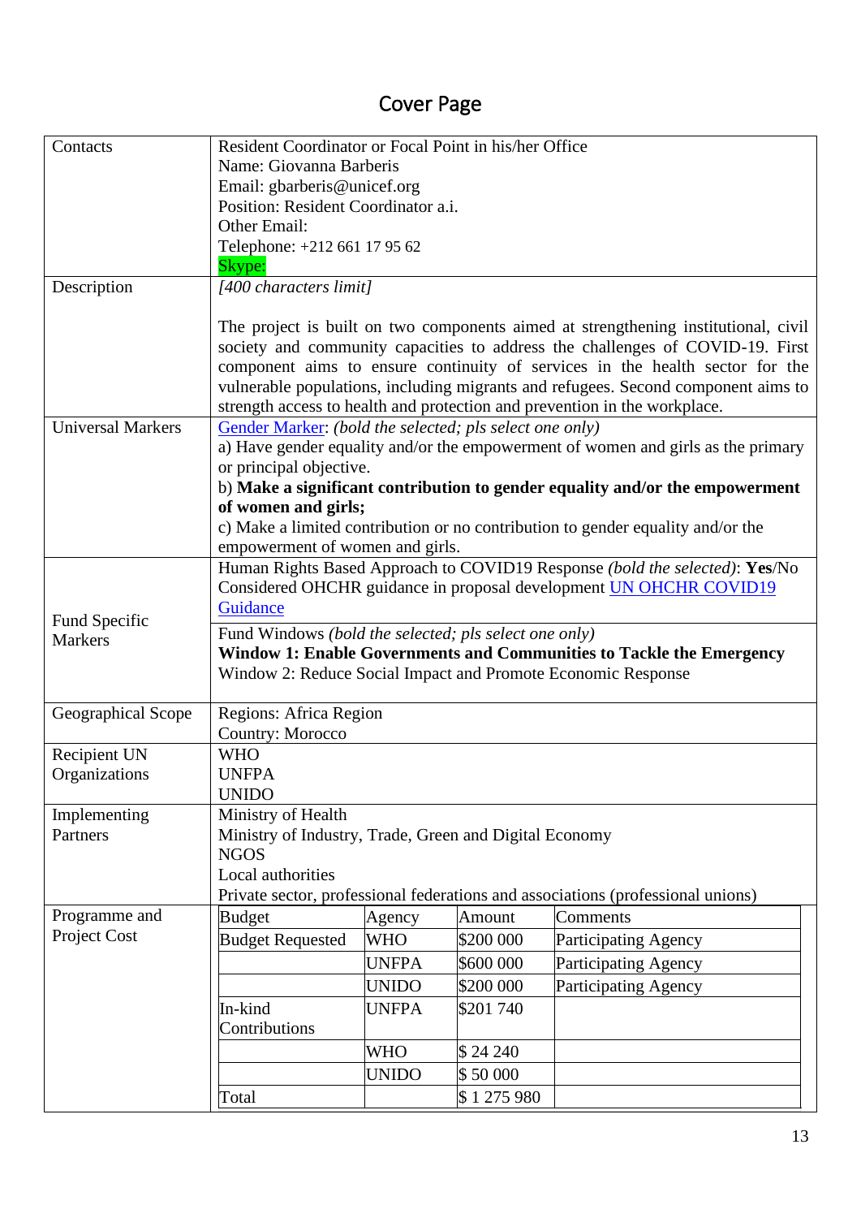# Cover Page

| Contacts | Resident Coordinator or Focal Point in his/her Office<br>Name: Giovanna Barberis<br>Email: gbarberis@unicef.org<br>Position: Resident Coordinator a.i.<br>Other Email:<br>Telephone: +212 661 17 95 62<br>Skype: |
|---|---|
| Description | *[400 characters limit]*<br><br>The project is built on two components aimed at strengthening institutional, civil society and community capacities to address the challenges of COVID-19. First component aims to ensure continuity of services in the health sector for the vulnerable populations, including migrants and refugees. Second component aims to strength access to health and protection and prevention in the workplace. |
| Universal Markers | Gender Marker: *(bold the selected; pls select one only)*<br>a) Have gender equality and/or the empowerment of women and girls as the primary or principal objective.<br>b) **Make a significant contribution to gender equality and/or the empowerment of women and girls;**<br>c) Make a limited contribution or no contribution to gender equality and/or the empowerment of women and girls. |
| Fund Specific Markers | Human Rights Based Approach to COVID19 Response *(bold the selected)*: **Yes**/No<br>Considered OHCHR guidance in proposal development UN OHCHR COVID19 Guidance<br><br>Fund Windows *(bold the selected; pls select one only)*<br>**Window 1: Enable Governments and Communities to Tackle the Emergency**<br>Window 2: Reduce Social Impact and Promote Economic Response |
| Geographical Scope | Regions: Africa Region<br>Country: Morocco |
| Recipient UN Organizations | WHO<br>UNFPA<br>UNIDO |
| Implementing Partners | Ministry of Health<br>Ministry of Industry, Trade, Green and Digital Economy<br>NGOS<br>Local authorities<br>Private sector, professional federations and associations (professional unions) |
| Programme and Project Cost | See table below |

| Budget | Agency | Amount | Comments |
|---|---|---|---|
| Budget Requested | WHO | $200 000 | Participating Agency |
| | UNFPA | $600 000 | Participating Agency |
| | UNIDO | $200 000 | Participating Agency |
| In-kind Contributions | UNFPA | $201 740 | |
| | WHO | $ 24 240 | |
| | UNIDO | $ 50 000 | |
| Total | | $ 1 275 980 | |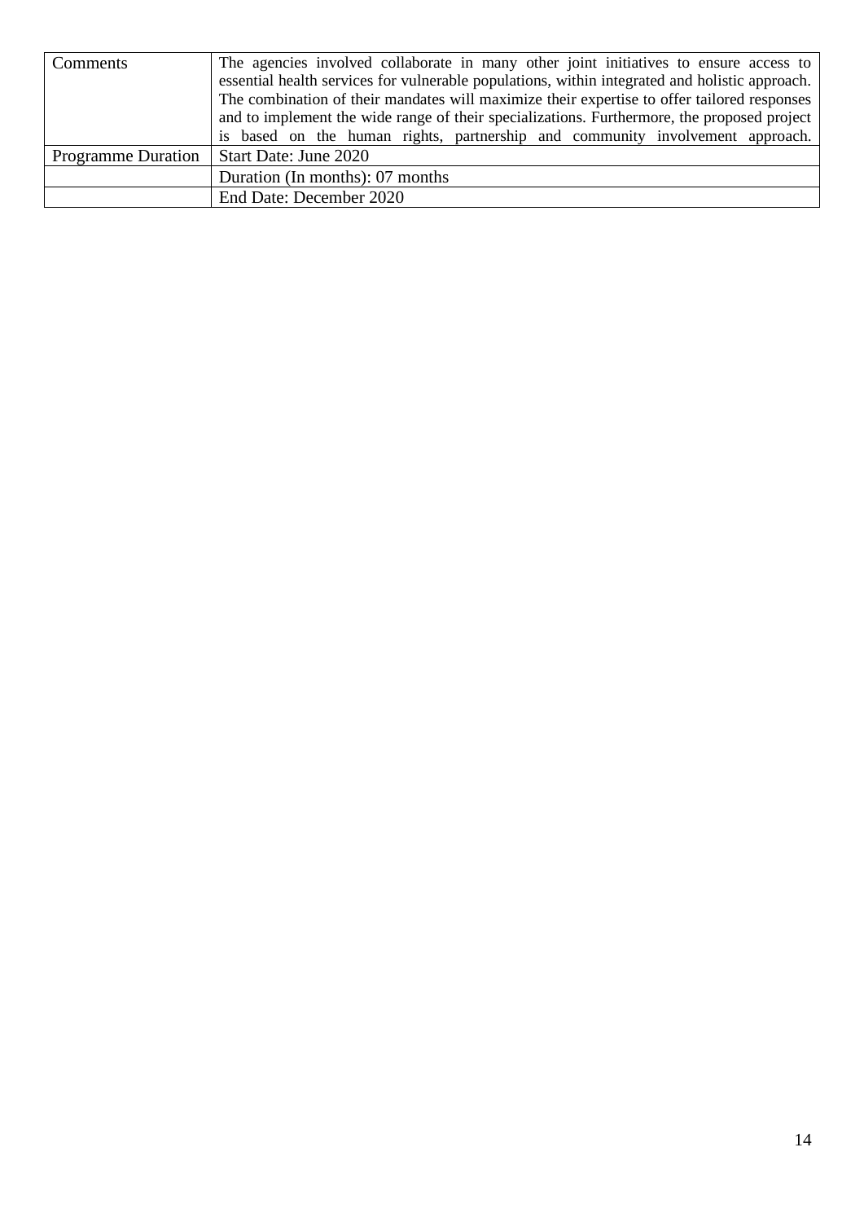| Comments | The agencies involved collaborate in many other joint initiatives to ensure access to essential health services for vulnerable populations, within integrated and holistic approach. The combination of their mandates will maximize their expertise to offer tailored responses and to implement the wide range of their specializations. Furthermore, the proposed project is based on the human rights, partnership and community involvement approach. |
| --- | --- |
| Programme Duration | Start Date: June 2020 |
| | Duration (In months): 07 months |
| | End Date: December 2020 |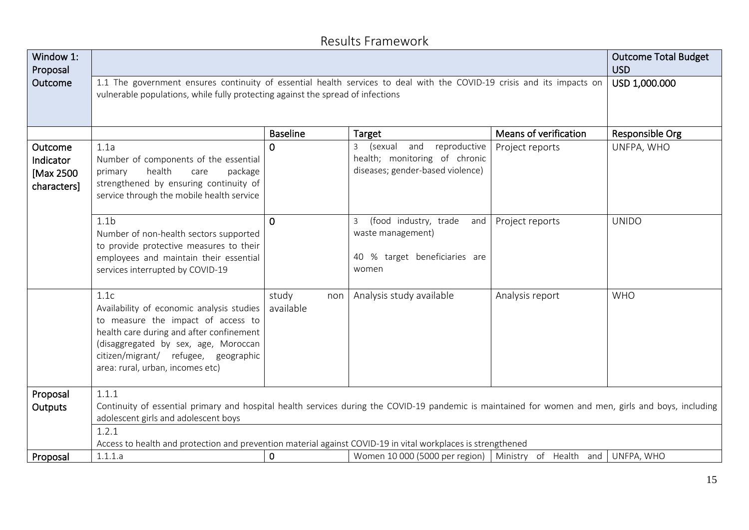# Results Framework

| Window 1: Proposal Outcome | | | | | Outcome Total Budget USD |
|---|---|---|---|---|---|
| | 1.1 The government ensures continuity of essential health services to deal with the COVID-19 crisis and its impacts on vulnerable populations, while fully protecting against the spread of infections | | | | USD 1,000.000 |
| | | Baseline | Target | Means of verification | Responsible Org |
| Outcome Indicator [Max 2500 characters] | 1.1a Number of components of the essential primary health care package strengthened by ensuring continuity of service through the mobile health service | 0 | 3 (sexual and reproductive health; monitoring of chronic diseases; gender-based violence) | Project reports | UNFPA, WHO |
| | 1.1b Number of non-health sectors supported to provide protective measures to their employees and maintain their essential services interrupted by COVID-19 | 0 | 3 (food industry, trade and waste management)<br><br>40 % target beneficiaries are women | Project reports | UNIDO |
| | 1.1c Availability of economic analysis studies to measure the impact of access to health care during and after confinement (disaggregated by sex, age, Moroccan citizen/migrant/ refugee, geographic area: rural, urban, incomes etc) | study non available | Analysis study available | Analysis report | WHO |
| Proposal Outputs | 1.1.1 Continuity of essential primary and hospital health services during the COVID-19 pandemic is maintained for women and men, girls and boys, including adolescent girls and adolescent boys | | | | |
| | 1.2.1 Access to health and protection and prevention material against COVID-19 in vital workplaces is strengthened | | | | |
| Proposal | 1.1.1.a | 0 | Women 10 000 (5000 per region) | Ministry of Health and | UNFPA, WHO |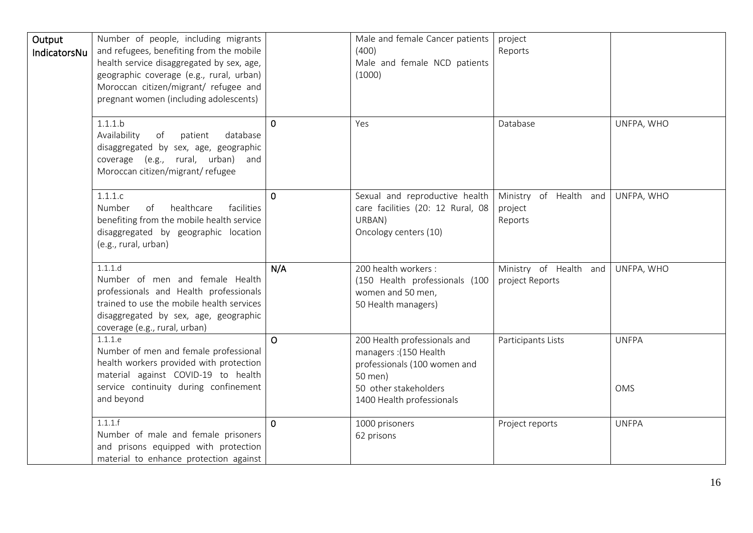| Output IndicatorsNu | Number of people, including migrants and refugees, benefiting from the mobile health service disaggregated by sex, age, geographic coverage (e.g., rural, urban) Moroccan citizen/migrant/ refugee and pregnant women (including adolescents) | | Male and female Cancer patients (400)<br>Male and female NCD patients (1000) | project Reports | |
|---|---|---|---|---|---|
| | 1.1.1.b<br>Availability of patient database disaggregated by sex, age, geographic coverage (e.g., rural, urban) and Moroccan citizen/migrant/ refugee | 0 | Yes | Database | UNFPA, WHO |
| | 1.1.1.c<br>Number of healthcare facilities benefiting from the mobile health service disaggregated by geographic location (e.g., rural, urban) | 0 | Sexual and reproductive health care facilities (20: 12 Rural, 08 URBAN)<br>Oncology centers (10) | Ministry of Health and project Reports | UNFPA, WHO |
| | 1.1.1.d<br>Number of men and female Health professionals and Health professionals trained to use the mobile health services disaggregated by sex, age, geographic coverage (e.g., rural, urban) | N/A | 200 health workers :<br>(150 Health professionals (100 women and 50 men,<br>50 Health managers) | Ministry of Health and project Reports | UNFPA, WHO |
| | 1.1.1.e<br>Number of men and female professional health workers provided with protection material against COVID-19 to health service continuity during confinement and beyond | O | 200 Health professionals and managers :(150 Health professionals (100 women and 50 men)<br>50 other stakeholders<br>1400 Health professionals | Participants Lists | UNFPA<br><br>OMS |
| | 1.1.1.f<br>Number of male and female prisoners and prisons equipped with protection material to enhance protection against | 0 | 1000 prisoners<br>62 prisons | Project reports | UNFPA |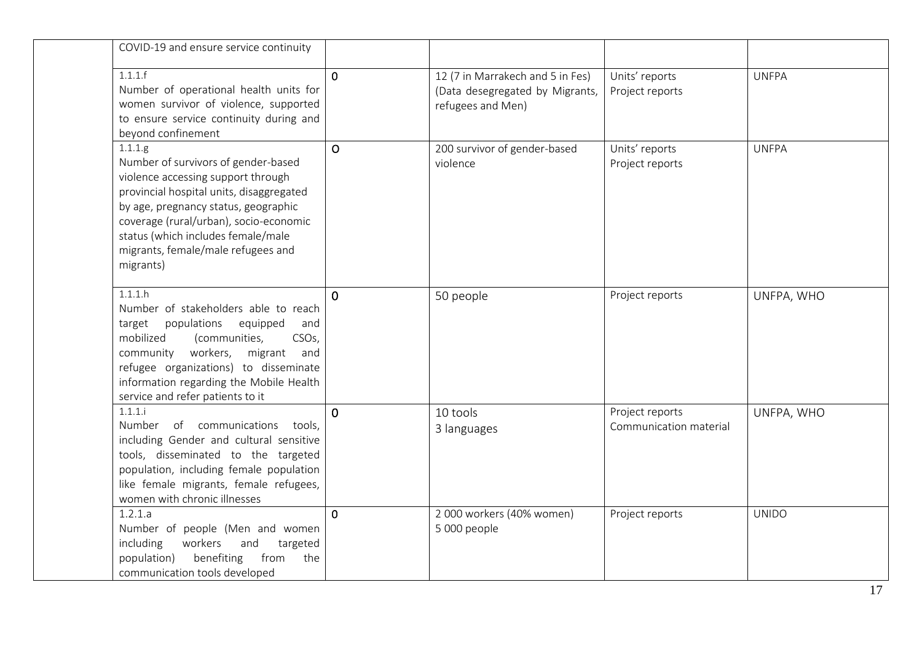| | | | | | |
|---|---|---|---|---|---|
| | COVID-19 and ensure service continuity | | | | |
| | 1.1.1.f<br>Number of operational health units for women survivor of violence, supported to ensure service continuity during and beyond confinement | 0 | 12 (7 in Marrakech and 5 in Fes) (Data desegregated by Migrants, refugees and Men) | Units' reports<br>Project reports | UNFPA |
| | 1.1.1.g<br>Number of survivors of gender-based violence accessing support through provincial hospital units, disaggregated by age, pregnancy status, geographic coverage (rural/urban), socio-economic status (which includes female/male migrants, female/male refugees and migrants) | O | 200 survivor of gender-based violence | Units' reports<br>Project reports | UNFPA |
| | 1.1.1.h<br>Number of stakeholders able to reach target populations equipped and mobilized (communities, CSOs, community workers, migrant and refugee organizations) to disseminate information regarding the Mobile Health service and refer patients to it | 0 | 50 people | Project reports | UNFPA, WHO |
| | 1.1.1.i<br>Number of communications tools, including Gender and cultural sensitive tools, disseminated to the targeted population, including female population like female migrants, female refugees, women with chronic illnesses | 0 | 10 tools<br>3 languages | Project reports<br>Communication material | UNFPA, WHO |
| | 1.2.1.a<br>Number of people (Men and women including workers and targeted population) benefiting from the communication tools developed | 0 | 2 000 workers (40% women)<br>5 000 people | Project reports | UNIDO |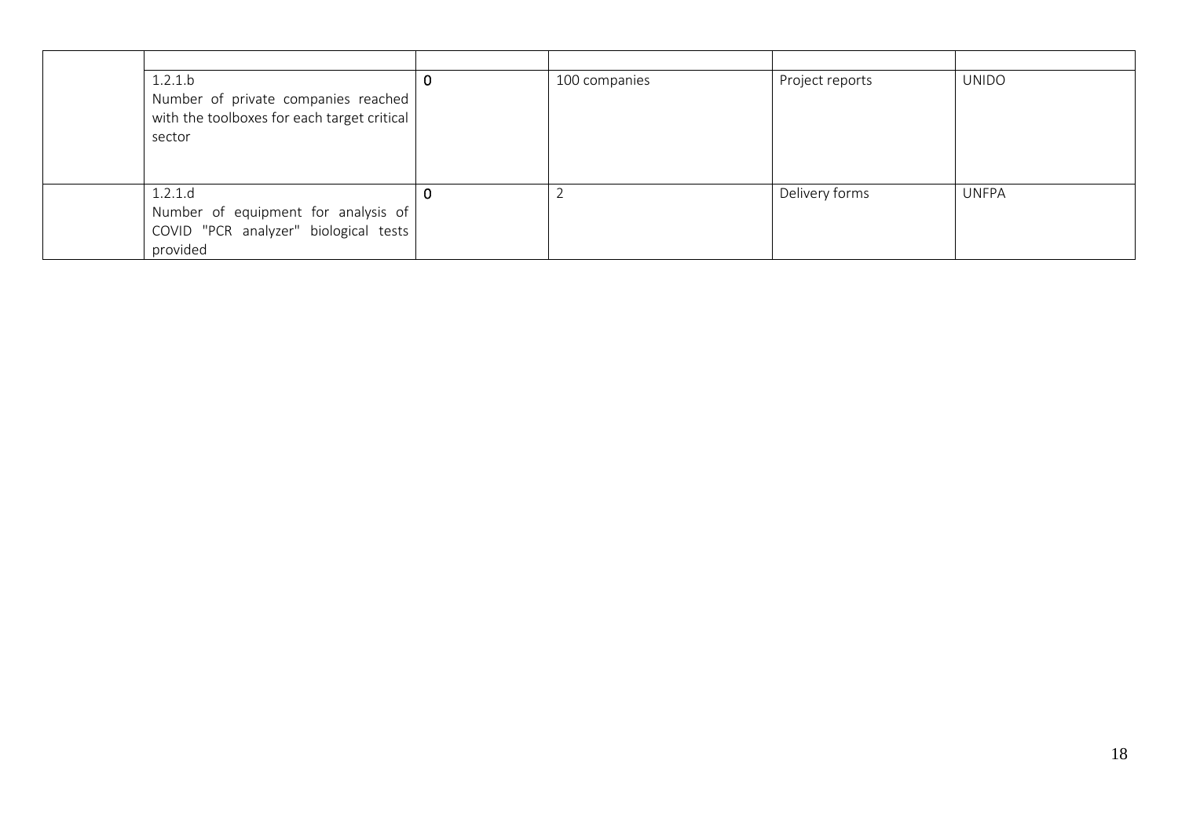| | | | | | |
|---|---|---|---|---|---|
| | | | | | |
| | 1.2.1.b<br>Number of private companies reached with the toolboxes for each target critical sector | 0 | 100 companies | Project reports | UNIDO |
| | 1.2.1.d<br>Number of equipment for analysis of COVID "PCR analyzer" biological tests provided | 0 | 2 | Delivery forms | UNFPA |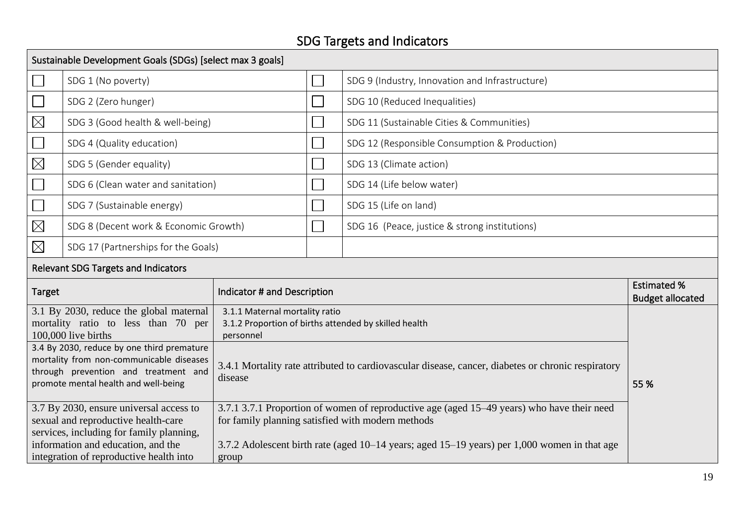# SDG Targets and Indicators

| Sustainable Development Goals (SDGs) [select max 3 goals] | | | |
|---|---|---|---|
| ☐ | SDG 1 (No poverty) | ☐ | SDG 9 (Industry, Innovation and Infrastructure) |
| ☐ | SDG 2 (Zero hunger) | ☐ | SDG 10 (Reduced Inequalities) |
| ☒ | SDG 3 (Good health & well-being) | ☐ | SDG 11 (Sustainable Cities & Communities) |
| ☐ | SDG 4 (Quality education) | ☐ | SDG 12 (Responsible Consumption & Production) |
| ☒ | SDG 5 (Gender equality) | ☐ | SDG 13 (Climate action) |
| ☐ | SDG 6 (Clean water and sanitation) | ☐ | SDG 14 (Life below water) |
| ☐ | SDG 7 (Sustainable energy) | ☐ | SDG 15 (Life on land) |
| ☒ | SDG 8 (Decent work & Economic Growth) | ☐ | SDG 16 (Peace, justice & strong institutions) |
| ☒ | SDG 17 (Partnerships for the Goals) | | |

**Relevant SDG Targets and Indicators**

| Target | Indicator # and Description | Estimated % Budget allocated |
|---|---|---|
| 3.1 By 2030, reduce the global maternal mortality ratio to less than 70 per 100,000 live births | 3.1.1 Maternal mortality ratio<br>3.1.2 Proportion of births attended by skilled health personnel | 55 % |
| 3.4 By 2030, reduce by one third premature mortality from non-communicable diseases through prevention and treatment and promote mental health and well-being | 3.4.1 Mortality rate attributed to cardiovascular disease, cancer, diabetes or chronic respiratory disease | |
| 3.7 By 2030, ensure universal access to sexual and reproductive health-care services, including for family planning, information and education, and the integration of reproductive health into | 3.7.1 3.7.1 Proportion of women of reproductive age (aged 15–49 years) who have their need for family planning satisfied with modern methods<br><br>3.7.2 Adolescent birth rate (aged 10–14 years; aged 15–19 years) per 1,000 women in that age group | |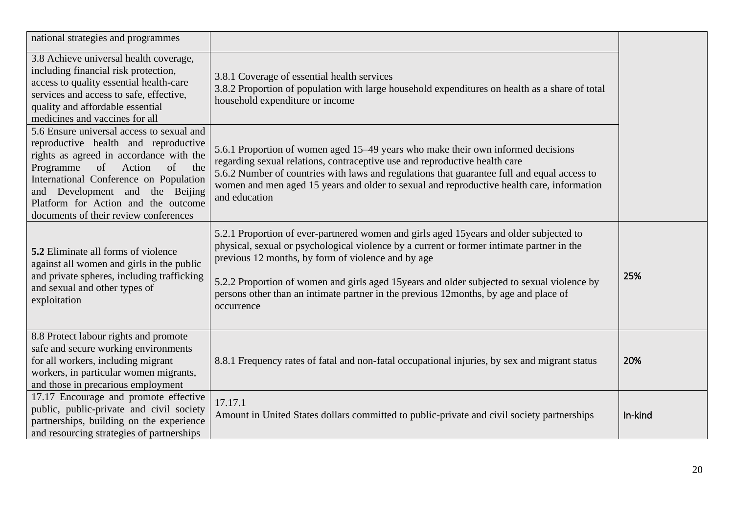| | | |
|---|---|---|
| national strategies and programmes | | |
| 3.8 Achieve universal health coverage, including financial risk protection, access to quality essential health-care services and access to safe, effective, quality and affordable essential medicines and vaccines for all | 3.8.1 Coverage of essential health services<br>3.8.2 Proportion of population with large household expenditures on health as a share of total household expenditure or income | |
| 5.6 Ensure universal access to sexual and reproductive health and reproductive rights as agreed in accordance with the Programme of Action of the International Conference on Population and Development and the Beijing Platform for Action and the outcome documents of their review conferences | 5.6.1 Proportion of women aged 15–49 years who make their own informed decisions regarding sexual relations, contraceptive use and reproductive health care<br>5.6.2 Number of countries with laws and regulations that guarantee full and equal access to women and men aged 15 years and older to sexual and reproductive health care, information and education | |
| **5.2** Eliminate all forms of violence against all women and girls in the public and private spheres, including trafficking and sexual and other types of exploitation | 5.2.1 Proportion of ever-partnered women and girls aged 15years and older subjected to physical, sexual or psychological violence by a current or former intimate partner in the previous 12 months, by form of violence and by age<br><br>5.2.2 Proportion of women and girls aged 15years and older subjected to sexual violence by persons other than an intimate partner in the previous 12months, by age and place of occurrence | 25% |
| 8.8 Protect labour rights and promote safe and secure working environments for all workers, including migrant workers, in particular women migrants, and those in precarious employment | 8.8.1 Frequency rates of fatal and non-fatal occupational injuries, by sex and migrant status | 20% |
| 17.17 Encourage and promote effective public, public-private and civil society partnerships, building on the experience and resourcing strategies of partnerships | 17.17.1<br>Amount in United States dollars committed to public-private and civil society partnerships | In-kind |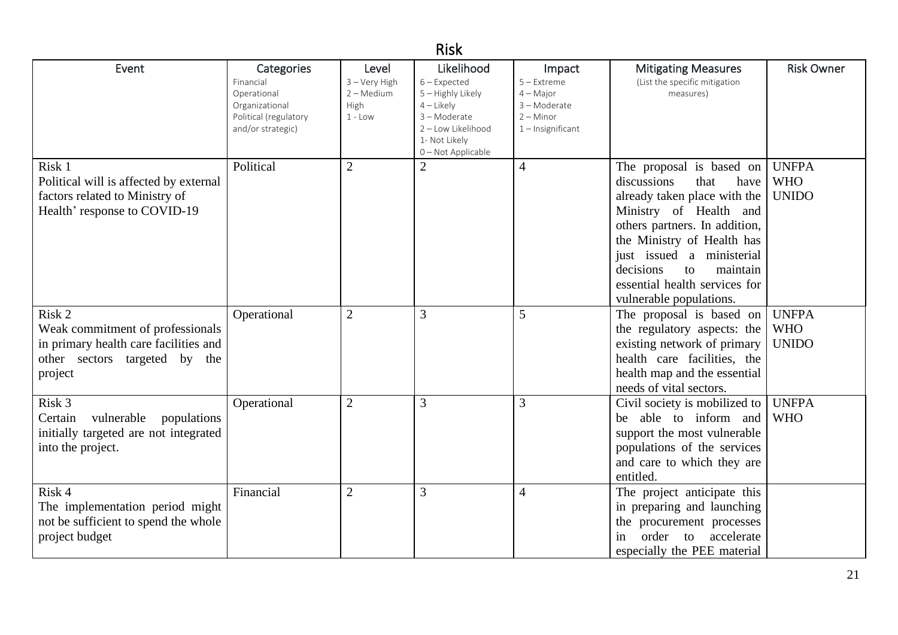## Risk

| Event | Categories<br>Financial<br>Operational<br>Organizational<br>Political (regulatory and/or strategic) | Level<br>3 – Very High<br>2 – Medium High<br>1 - Low | Likelihood<br>6 – Expected<br>5 – Highly Likely<br>4 – Likely<br>3 – Moderate<br>2 – Low Likelihood<br>1- Not Likely<br>0 – Not Applicable | Impact<br>5 – Extreme<br>4 – Major<br>3 – Moderate<br>2 – Minor<br>1 – Insignificant | Mitigating Measures<br>(List the specific mitigation measures) | Risk Owner |
|---|---|---|---|---|---|---|
| Risk 1<br>Political will is affected by external factors related to Ministry of Health' response to COVID-19 | Political | 2 | 2 | 4 | The proposal is based on discussions that have already taken place with the Ministry of Health and others partners. In addition, the Ministry of Health has just issued a ministerial decisions to maintain essential health services for vulnerable populations. | UNFPA<br>WHO<br>UNIDO |
| Risk 2<br>Weak commitment of professionals in primary health care facilities and other sectors targeted by the project | Operational | 2 | 3 | 5 | The proposal is based on the regulatory aspects: the existing network of primary health care facilities, the health map and the essential needs of vital sectors. | UNFPA<br>WHO<br>UNIDO |
| Risk 3<br>Certain vulnerable populations initially targeted are not integrated into the project. | Operational | 2 | 3 | 3 | Civil society is mobilized to be able to inform and support the most vulnerable populations of the services and care to which they are entitled. | UNFPA<br>WHO |
| Risk 4<br>The implementation period might not be sufficient to spend the whole project budget | Financial | 2 | 3 | 4 | The project anticipate this in preparing and launching the procurement processes in order to accelerate especially the PEE material | |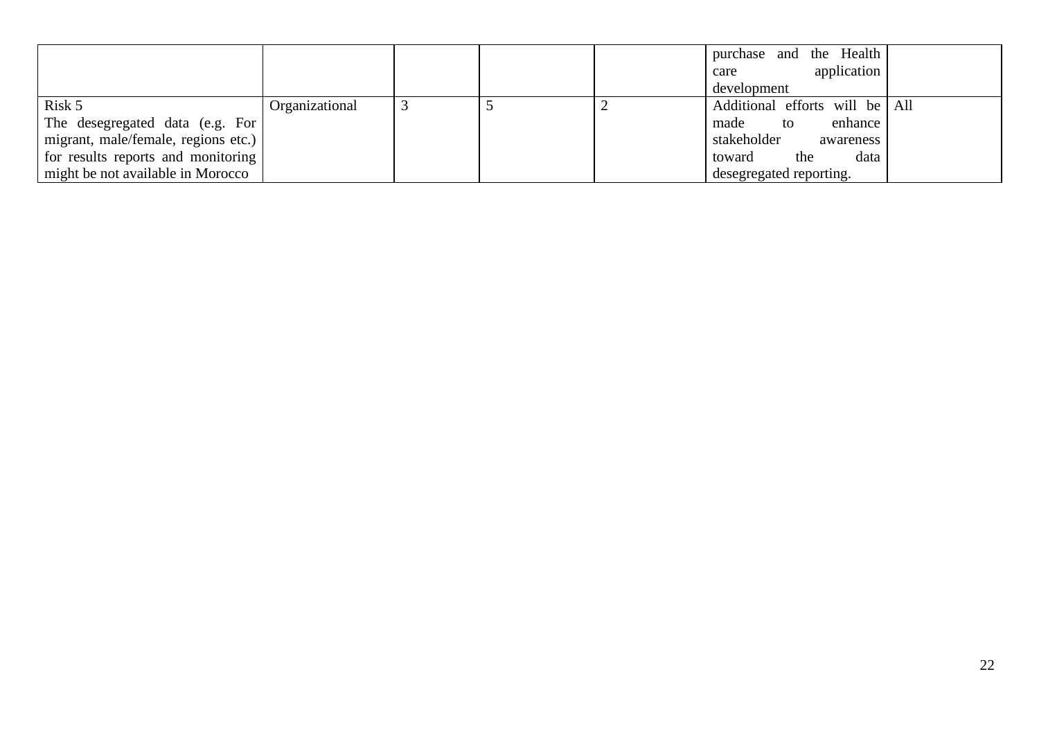| | | | | | | |
|---|---|---|---|---|---|---|
| | | | | | purchase and the Health care application development | |
| Risk 5<br>The desegregated data (e.g. For migrant, male/female, regions etc.) for results reports and monitoring might be not available in Morocco | Organizational | 3 | 5 | 2 | Additional efforts will be made to enhance stakeholder awareness toward the data desegregated reporting. | All |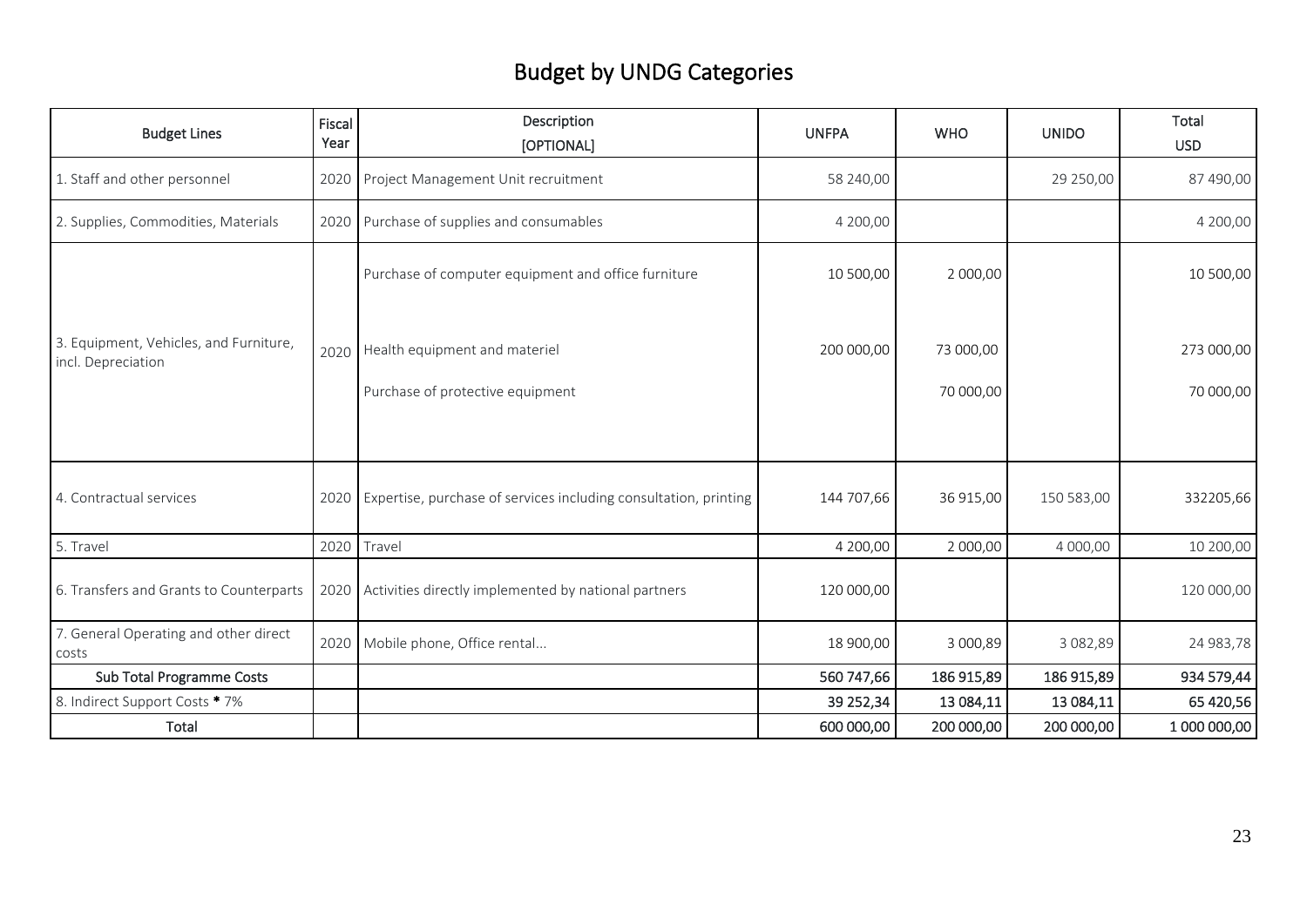# Budget by UNDG Categories

| Budget Lines | Fiscal Year | Description [OPTIONAL] | UNFPA | WHO | UNIDO | Total USD |
|---|---|---|---|---|---|---|
| 1. Staff and other personnel | 2020 | Project Management Unit recruitment | 58 240,00 | | 29 250,00 | 87 490,00 |
| 2. Supplies, Commodities, Materials | 2020 | Purchase of supplies and consumables | 4 200,00 | | | 4 200,00 |
| 3. Equipment, Vehicles, and Furniture, incl. Depreciation | 2020 | Purchase of computer equipment and office furniture | 10 500,00 | 2 000,00 | | 10 500,00 |
| | | Health equipment and materiel | 200 000,00 | 73 000,00 | | 273 000,00 |
| | | Purchase of protective equipment | | 70 000,00 | | 70 000,00 |
| 4. Contractual services | 2020 | Expertise, purchase of services including consultation, printing | 144 707,66 | 36 915,00 | 150 583,00 | 332205,66 |
| 5. Travel | 2020 | Travel | 4 200,00 | 2 000,00 | 4 000,00 | 10 200,00 |
| 6. Transfers and Grants to Counterparts | 2020 | Activities directly implemented by national partners | 120 000,00 | | | 120 000,00 |
| 7. General Operating and other direct costs | 2020 | Mobile phone, Office rental... | 18 900,00 | 3 000,89 | 3 082,89 | 24 983,78 |
| **Sub Total Programme Costs** | | | **560 747,66** | **186 915,89** | **186 915,89** | **934 579,44** |
| 8. Indirect Support Costs * 7% | | | **39 252,34** | **13 084,11** | **13 084,11** | **65 420,56** |
| **Total** | | | **600 000,00** | **200 000,00** | **200 000,00** | **1 000 000,00** |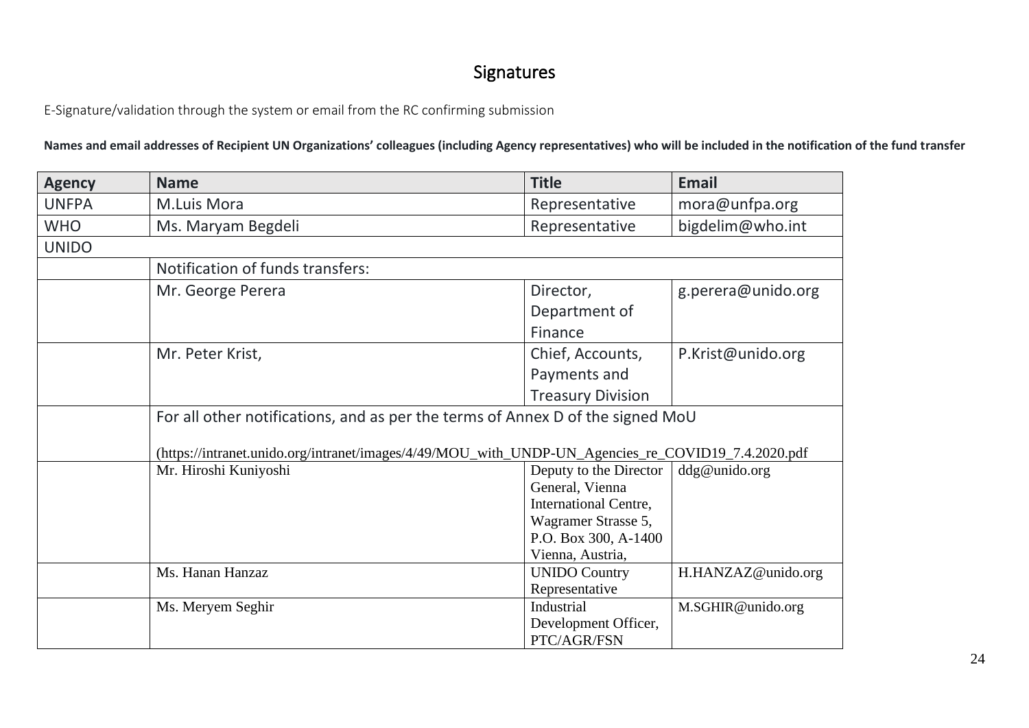# Signatures

E-Signature/validation through the system or email from the RC confirming submission

**Names and email addresses of Recipient UN Organizations' colleagues (including Agency representatives) who will be included in the notification of the fund transfer**

| Agency | Name | Title | Email |
|---|---|---|---|
| UNFPA | M.Luis Mora | Representative | mora@unfpa.org |
| WHO | Ms. Maryam Begdeli | Representative | bigdelim@who.int |
| UNIDO | | | |
| | Notification of funds transfers: | | |
| | Mr. George Perera | Director, Department of Finance | g.perera@unido.org |
| | Mr. Peter Krist, | Chief, Accounts, Payments and Treasury Division | P.Krist@unido.org |
| | For all other notifications, and as per the terms of Annex D of the signed MoU<br><br>(https://intranet.unido.org/intranet/images/4/49/MOU_with_UNDP-UN_Agencies_re_COVID19_7.4.2020.pdf | | |
| | Mr. Hiroshi Kuniyoshi | Deputy to the Director General, Vienna International Centre, Wagramer Strasse 5, P.O. Box 300, A-1400 Vienna, Austria, | ddg@unido.org |
| | Ms. Hanan Hanzaz | UNIDO Country Representative | H.HANZAZ@unido.org |
| | Ms. Meryem Seghir | Industrial Development Officer, PTC/AGR/FSN | M.SGHIR@unido.org |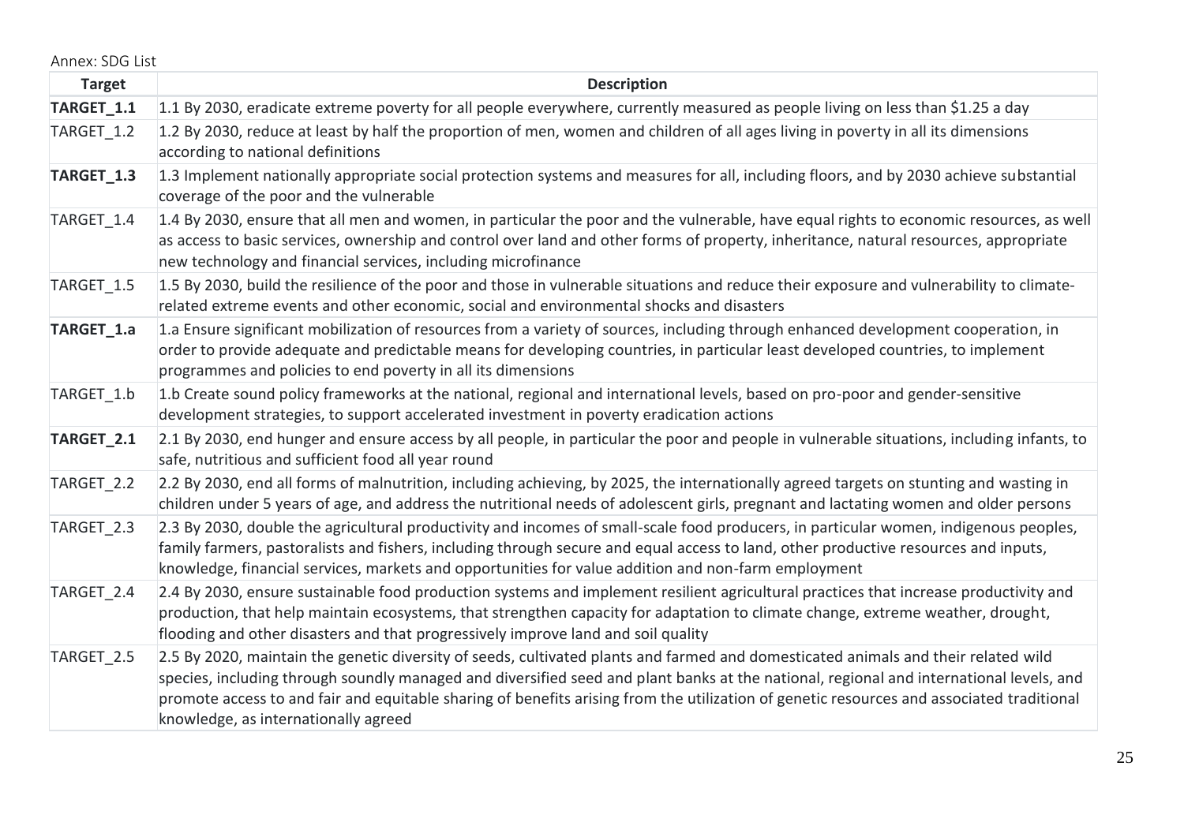Annex: SDG List

| Target | Description |
|---|---|
| **TARGET_1.1** | 1.1 By 2030, eradicate extreme poverty for all people everywhere, currently measured as people living on less than $1.25 a day |
| TARGET_1.2 | 1.2 By 2030, reduce at least by half the proportion of men, women and children of all ages living in poverty in all its dimensions according to national definitions |
| **TARGET_1.3** | 1.3 Implement nationally appropriate social protection systems and measures for all, including floors, and by 2030 achieve substantial coverage of the poor and the vulnerable |
| TARGET_1.4 | 1.4 By 2030, ensure that all men and women, in particular the poor and the vulnerable, have equal rights to economic resources, as well as access to basic services, ownership and control over land and other forms of property, inheritance, natural resources, appropriate new technology and financial services, including microfinance |
| TARGET_1.5 | 1.5 By 2030, build the resilience of the poor and those in vulnerable situations and reduce their exposure and vulnerability to climate-related extreme events and other economic, social and environmental shocks and disasters |
| **TARGET_1.a** | 1.a Ensure significant mobilization of resources from a variety of sources, including through enhanced development cooperation, in order to provide adequate and predictable means for developing countries, in particular least developed countries, to implement programmes and policies to end poverty in all its dimensions |
| TARGET_1.b | 1.b Create sound policy frameworks at the national, regional and international levels, based on pro-poor and gender-sensitive development strategies, to support accelerated investment in poverty eradication actions |
| **TARGET_2.1** | 2.1 By 2030, end hunger and ensure access by all people, in particular the poor and people in vulnerable situations, including infants, to safe, nutritious and sufficient food all year round |
| TARGET_2.2 | 2.2 By 2030, end all forms of malnutrition, including achieving, by 2025, the internationally agreed targets on stunting and wasting in children under 5 years of age, and address the nutritional needs of adolescent girls, pregnant and lactating women and older persons |
| TARGET_2.3 | 2.3 By 2030, double the agricultural productivity and incomes of small-scale food producers, in particular women, indigenous peoples, family farmers, pastoralists and fishers, including through secure and equal access to land, other productive resources and inputs, knowledge, financial services, markets and opportunities for value addition and non-farm employment |
| TARGET_2.4 | 2.4 By 2030, ensure sustainable food production systems and implement resilient agricultural practices that increase productivity and production, that help maintain ecosystems, that strengthen capacity for adaptation to climate change, extreme weather, drought, flooding and other disasters and that progressively improve land and soil quality |
| TARGET_2.5 | 2.5 By 2020, maintain the genetic diversity of seeds, cultivated plants and farmed and domesticated animals and their related wild species, including through soundly managed and diversified seed and plant banks at the national, regional and international levels, and promote access to and fair and equitable sharing of benefits arising from the utilization of genetic resources and associated traditional knowledge, as internationally agreed |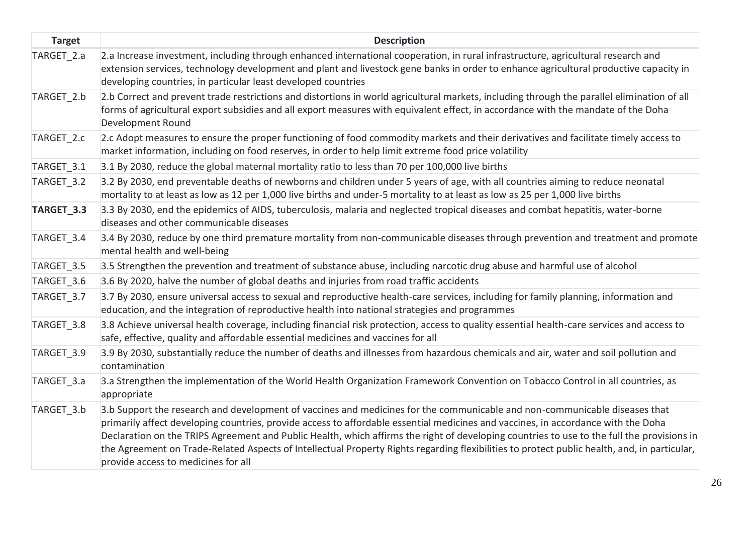| Target | Description |
|---|---|
| TARGET_2.a | 2.a Increase investment, including through enhanced international cooperation, in rural infrastructure, agricultural research and extension services, technology development and plant and livestock gene banks in order to enhance agricultural productive capacity in developing countries, in particular least developed countries |
| TARGET_2.b | 2.b Correct and prevent trade restrictions and distortions in world agricultural markets, including through the parallel elimination of all forms of agricultural export subsidies and all export measures with equivalent effect, in accordance with the mandate of the Doha Development Round |
| TARGET_2.c | 2.c Adopt measures to ensure the proper functioning of food commodity markets and their derivatives and facilitate timely access to market information, including on food reserves, in order to help limit extreme food price volatility |
| TARGET_3.1 | 3.1 By 2030, reduce the global maternal mortality ratio to less than 70 per 100,000 live births |
| TARGET_3.2 | 3.2 By 2030, end preventable deaths of newborns and children under 5 years of age, with all countries aiming to reduce neonatal mortality to at least as low as 12 per 1,000 live births and under-5 mortality to at least as low as 25 per 1,000 live births |
| **TARGET_3.3** | 3.3 By 2030, end the epidemics of AIDS, tuberculosis, malaria and neglected tropical diseases and combat hepatitis, water-borne diseases and other communicable diseases |
| TARGET_3.4 | 3.4 By 2030, reduce by one third premature mortality from non-communicable diseases through prevention and treatment and promote mental health and well-being |
| TARGET_3.5 | 3.5 Strengthen the prevention and treatment of substance abuse, including narcotic drug abuse and harmful use of alcohol |
| TARGET_3.6 | 3.6 By 2020, halve the number of global deaths and injuries from road traffic accidents |
| TARGET_3.7 | 3.7 By 2030, ensure universal access to sexual and reproductive health-care services, including for family planning, information and education, and the integration of reproductive health into national strategies and programmes |
| TARGET_3.8 | 3.8 Achieve universal health coverage, including financial risk protection, access to quality essential health-care services and access to safe, effective, quality and affordable essential medicines and vaccines for all |
| TARGET_3.9 | 3.9 By 2030, substantially reduce the number of deaths and illnesses from hazardous chemicals and air, water and soil pollution and contamination |
| TARGET_3.a | 3.a Strengthen the implementation of the World Health Organization Framework Convention on Tobacco Control in all countries, as appropriate |
| TARGET_3.b | 3.b Support the research and development of vaccines and medicines for the communicable and non-communicable diseases that primarily affect developing countries, provide access to affordable essential medicines and vaccines, in accordance with the Doha Declaration on the TRIPS Agreement and Public Health, which affirms the right of developing countries to use to the full the provisions in the Agreement on Trade-Related Aspects of Intellectual Property Rights regarding flexibilities to protect public health, and, in particular, provide access to medicines for all |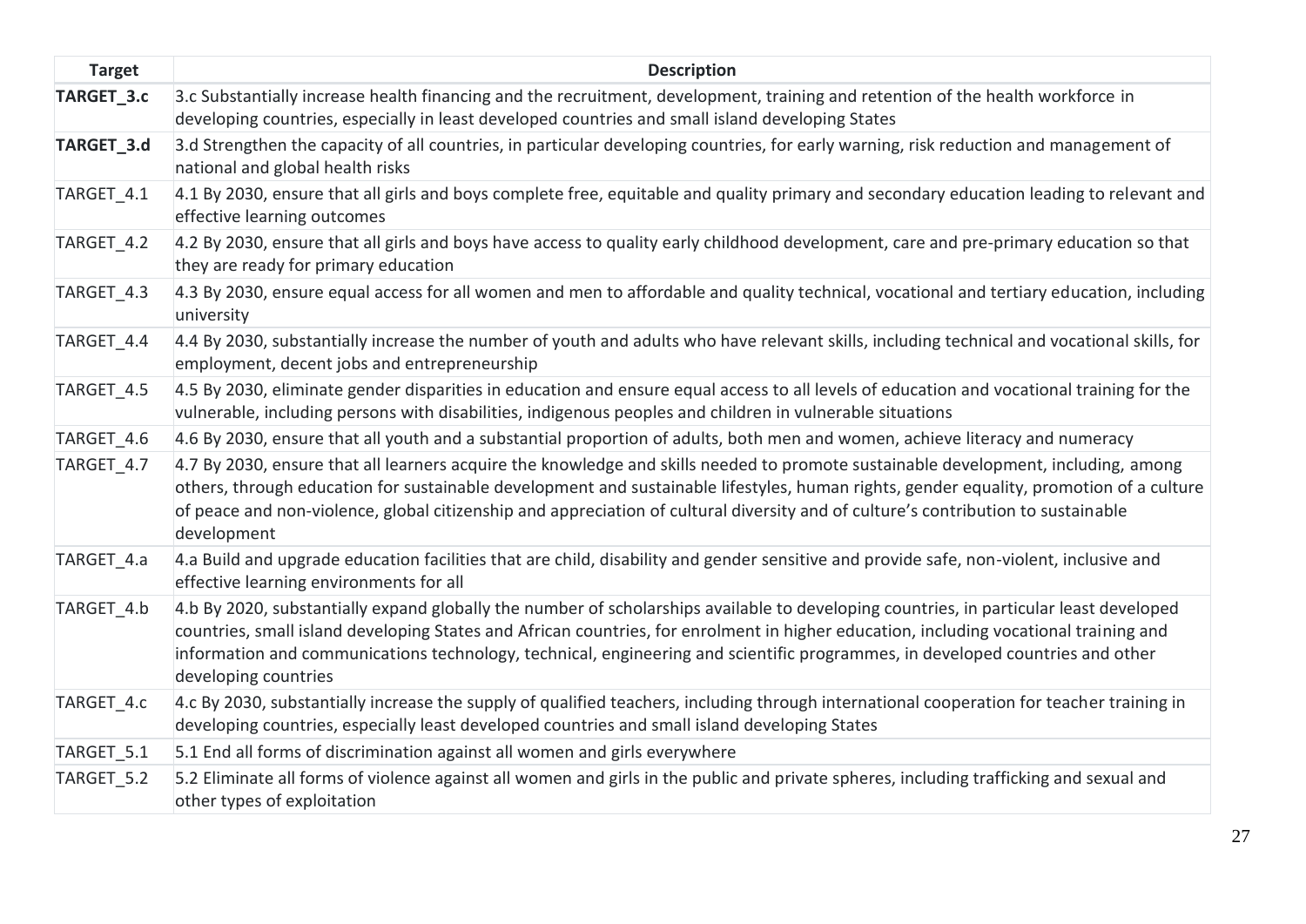| Target | Description |
|---|---|
| **TARGET_3.c** | 3.c Substantially increase health financing and the recruitment, development, training and retention of the health workforce in developing countries, especially in least developed countries and small island developing States |
| **TARGET_3.d** | 3.d Strengthen the capacity of all countries, in particular developing countries, for early warning, risk reduction and management of national and global health risks |
| TARGET_4.1 | 4.1 By 2030, ensure that all girls and boys complete free, equitable and quality primary and secondary education leading to relevant and effective learning outcomes |
| TARGET_4.2 | 4.2 By 2030, ensure that all girls and boys have access to quality early childhood development, care and pre-primary education so that they are ready for primary education |
| TARGET_4.3 | 4.3 By 2030, ensure equal access for all women and men to affordable and quality technical, vocational and tertiary education, including university |
| TARGET_4.4 | 4.4 By 2030, substantially increase the number of youth and adults who have relevant skills, including technical and vocational skills, for employment, decent jobs and entrepreneurship |
| TARGET_4.5 | 4.5 By 2030, eliminate gender disparities in education and ensure equal access to all levels of education and vocational training for the vulnerable, including persons with disabilities, indigenous peoples and children in vulnerable situations |
| TARGET_4.6 | 4.6 By 2030, ensure that all youth and a substantial proportion of adults, both men and women, achieve literacy and numeracy |
| TARGET_4.7 | 4.7 By 2030, ensure that all learners acquire the knowledge and skills needed to promote sustainable development, including, among others, through education for sustainable development and sustainable lifestyles, human rights, gender equality, promotion of a culture of peace and non-violence, global citizenship and appreciation of cultural diversity and of culture's contribution to sustainable development |
| TARGET_4.a | 4.a Build and upgrade education facilities that are child, disability and gender sensitive and provide safe, non-violent, inclusive and effective learning environments for all |
| TARGET_4.b | 4.b By 2020, substantially expand globally the number of scholarships available to developing countries, in particular least developed countries, small island developing States and African countries, for enrolment in higher education, including vocational training and information and communications technology, technical, engineering and scientific programmes, in developed countries and other developing countries |
| TARGET_4.c | 4.c By 2030, substantially increase the supply of qualified teachers, including through international cooperation for teacher training in developing countries, especially least developed countries and small island developing States |
| TARGET_5.1 | 5.1 End all forms of discrimination against all women and girls everywhere |
| TARGET_5.2 | 5.2 Eliminate all forms of violence against all women and girls in the public and private spheres, including trafficking and sexual and other types of exploitation |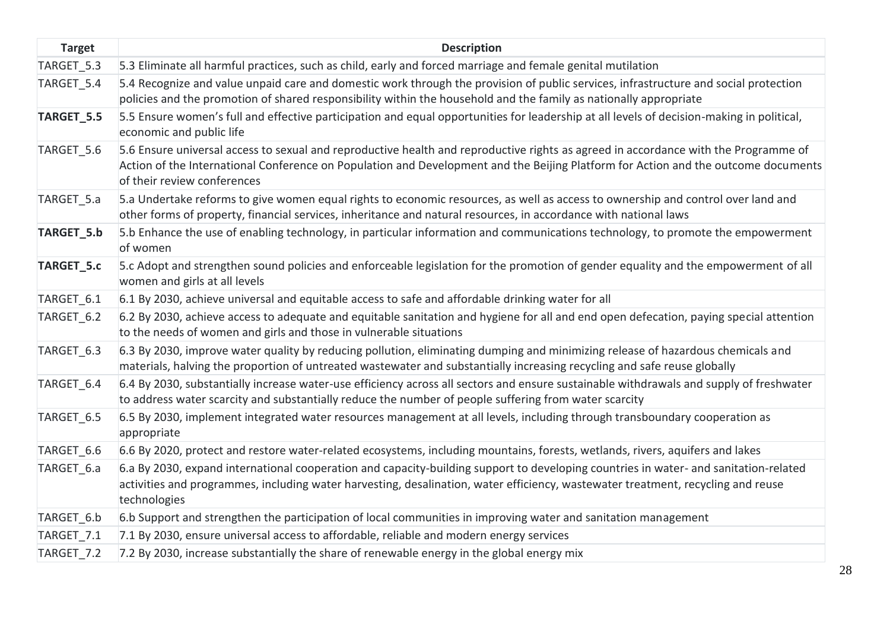| Target | Description |
|---|---|
| TARGET_5.3 | 5.3 Eliminate all harmful practices, such as child, early and forced marriage and female genital mutilation |
| TARGET_5.4 | 5.4 Recognize and value unpaid care and domestic work through the provision of public services, infrastructure and social protection policies and the promotion of shared responsibility within the household and the family as nationally appropriate |
| **TARGET_5.5** | 5.5 Ensure women's full and effective participation and equal opportunities for leadership at all levels of decision-making in political, economic and public life |
| TARGET_5.6 | 5.6 Ensure universal access to sexual and reproductive health and reproductive rights as agreed in accordance with the Programme of Action of the International Conference on Population and Development and the Beijing Platform for Action and the outcome documents of their review conferences |
| TARGET_5.a | 5.a Undertake reforms to give women equal rights to economic resources, as well as access to ownership and control over land and other forms of property, financial services, inheritance and natural resources, in accordance with national laws |
| **TARGET_5.b** | 5.b Enhance the use of enabling technology, in particular information and communications technology, to promote the empowerment of women |
| **TARGET_5.c** | 5.c Adopt and strengthen sound policies and enforceable legislation for the promotion of gender equality and the empowerment of all women and girls at all levels |
| TARGET_6.1 | 6.1 By 2030, achieve universal and equitable access to safe and affordable drinking water for all |
| TARGET_6.2 | 6.2 By 2030, achieve access to adequate and equitable sanitation and hygiene for all and end open defecation, paying special attention to the needs of women and girls and those in vulnerable situations |
| TARGET_6.3 | 6.3 By 2030, improve water quality by reducing pollution, eliminating dumping and minimizing release of hazardous chemicals and materials, halving the proportion of untreated wastewater and substantially increasing recycling and safe reuse globally |
| TARGET_6.4 | 6.4 By 2030, substantially increase water-use efficiency across all sectors and ensure sustainable withdrawals and supply of freshwater to address water scarcity and substantially reduce the number of people suffering from water scarcity |
| TARGET_6.5 | 6.5 By 2030, implement integrated water resources management at all levels, including through transboundary cooperation as appropriate |
| TARGET_6.6 | 6.6 By 2020, protect and restore water-related ecosystems, including mountains, forests, wetlands, rivers, aquifers and lakes |
| TARGET_6.a | 6.a By 2030, expand international cooperation and capacity-building support to developing countries in water- and sanitation-related activities and programmes, including water harvesting, desalination, water efficiency, wastewater treatment, recycling and reuse technologies |
| TARGET_6.b | 6.b Support and strengthen the participation of local communities in improving water and sanitation management |
| TARGET_7.1 | 7.1 By 2030, ensure universal access to affordable, reliable and modern energy services |
| TARGET_7.2 | 7.2 By 2030, increase substantially the share of renewable energy in the global energy mix |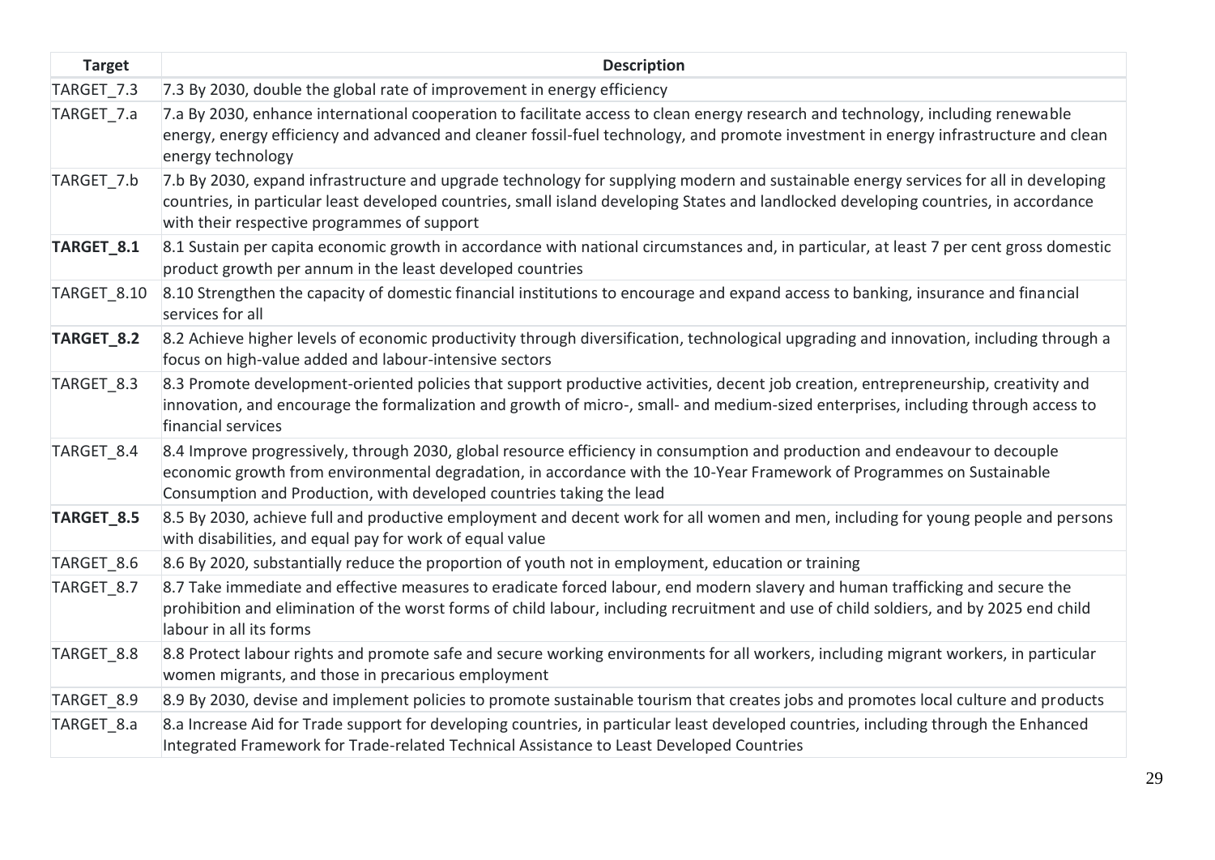| Target | Description |
|---|---|
| TARGET_7.3 | 7.3 By 2030, double the global rate of improvement in energy efficiency |
| TARGET_7.a | 7.a By 2030, enhance international cooperation to facilitate access to clean energy research and technology, including renewable energy, energy efficiency and advanced and cleaner fossil-fuel technology, and promote investment in energy infrastructure and clean energy technology |
| TARGET_7.b | 7.b By 2030, expand infrastructure and upgrade technology for supplying modern and sustainable energy services for all in developing countries, in particular least developed countries, small island developing States and landlocked developing countries, in accordance with their respective programmes of support |
| **TARGET_8.1** | 8.1 Sustain per capita economic growth in accordance with national circumstances and, in particular, at least 7 per cent gross domestic product growth per annum in the least developed countries |
| TARGET_8.10 | 8.10 Strengthen the capacity of domestic financial institutions to encourage and expand access to banking, insurance and financial services for all |
| **TARGET_8.2** | 8.2 Achieve higher levels of economic productivity through diversification, technological upgrading and innovation, including through a focus on high-value added and labour-intensive sectors |
| TARGET_8.3 | 8.3 Promote development-oriented policies that support productive activities, decent job creation, entrepreneurship, creativity and innovation, and encourage the formalization and growth of micro-, small- and medium-sized enterprises, including through access to financial services |
| TARGET_8.4 | 8.4 Improve progressively, through 2030, global resource efficiency in consumption and production and endeavour to decouple economic growth from environmental degradation, in accordance with the 10-Year Framework of Programmes on Sustainable Consumption and Production, with developed countries taking the lead |
| **TARGET_8.5** | 8.5 By 2030, achieve full and productive employment and decent work for all women and men, including for young people and persons with disabilities, and equal pay for work of equal value |
| TARGET_8.6 | 8.6 By 2020, substantially reduce the proportion of youth not in employment, education or training |
| TARGET_8.7 | 8.7 Take immediate and effective measures to eradicate forced labour, end modern slavery and human trafficking and secure the prohibition and elimination of the worst forms of child labour, including recruitment and use of child soldiers, and by 2025 end child labour in all its forms |
| TARGET_8.8 | 8.8 Protect labour rights and promote safe and secure working environments for all workers, including migrant workers, in particular women migrants, and those in precarious employment |
| TARGET_8.9 | 8.9 By 2030, devise and implement policies to promote sustainable tourism that creates jobs and promotes local culture and products |
| TARGET_8.a | 8.a Increase Aid for Trade support for developing countries, in particular least developed countries, including through the Enhanced Integrated Framework for Trade-related Technical Assistance to Least Developed Countries |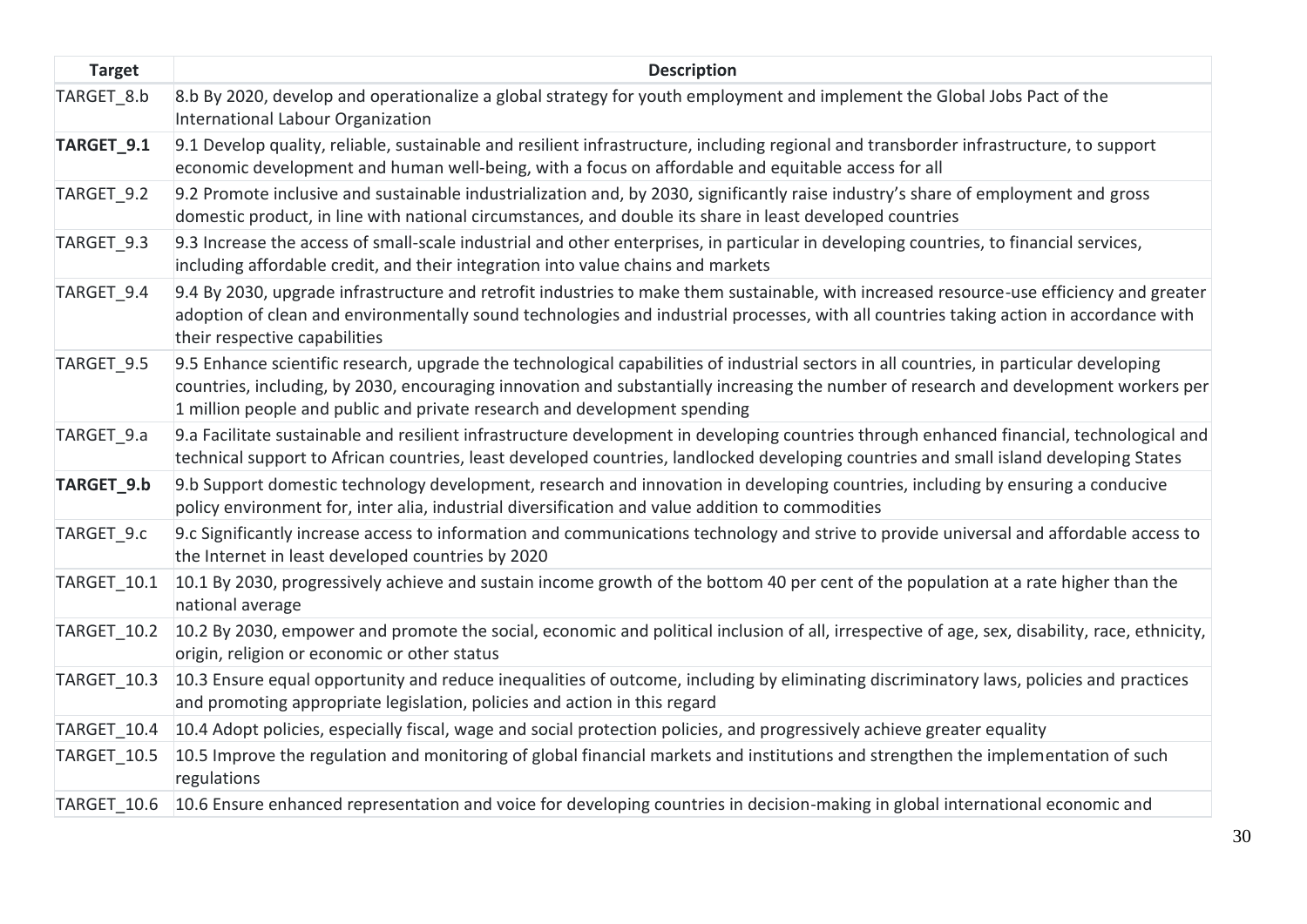| Target | Description |
|---|---|
| TARGET_8.b | 8.b By 2020, develop and operationalize a global strategy for youth employment and implement the Global Jobs Pact of the International Labour Organization |
| **TARGET_9.1** | 9.1 Develop quality, reliable, sustainable and resilient infrastructure, including regional and transborder infrastructure, to support economic development and human well-being, with a focus on affordable and equitable access for all |
| TARGET_9.2 | 9.2 Promote inclusive and sustainable industrialization and, by 2030, significantly raise industry's share of employment and gross domestic product, in line with national circumstances, and double its share in least developed countries |
| TARGET_9.3 | 9.3 Increase the access of small-scale industrial and other enterprises, in particular in developing countries, to financial services, including affordable credit, and their integration into value chains and markets |
| TARGET_9.4 | 9.4 By 2030, upgrade infrastructure and retrofit industries to make them sustainable, with increased resource-use efficiency and greater adoption of clean and environmentally sound technologies and industrial processes, with all countries taking action in accordance with their respective capabilities |
| TARGET_9.5 | 9.5 Enhance scientific research, upgrade the technological capabilities of industrial sectors in all countries, in particular developing countries, including, by 2030, encouraging innovation and substantially increasing the number of research and development workers per 1 million people and public and private research and development spending |
| TARGET_9.a | 9.a Facilitate sustainable and resilient infrastructure development in developing countries through enhanced financial, technological and technical support to African countries, least developed countries, landlocked developing countries and small island developing States |
| **TARGET_9.b** | 9.b Support domestic technology development, research and innovation in developing countries, including by ensuring a conducive policy environment for, inter alia, industrial diversification and value addition to commodities |
| TARGET_9.c | 9.c Significantly increase access to information and communications technology and strive to provide universal and affordable access to the Internet in least developed countries by 2020 |
| TARGET_10.1 | 10.1 By 2030, progressively achieve and sustain income growth of the bottom 40 per cent of the population at a rate higher than the national average |
| TARGET_10.2 | 10.2 By 2030, empower and promote the social, economic and political inclusion of all, irrespective of age, sex, disability, race, ethnicity, origin, religion or economic or other status |
| TARGET_10.3 | 10.3 Ensure equal opportunity and reduce inequalities of outcome, including by eliminating discriminatory laws, policies and practices and promoting appropriate legislation, policies and action in this regard |
| TARGET_10.4 | 10.4 Adopt policies, especially fiscal, wage and social protection policies, and progressively achieve greater equality |
| TARGET_10.5 | 10.5 Improve the regulation and monitoring of global financial markets and institutions and strengthen the implementation of such regulations |
| TARGET_10.6 | 10.6 Ensure enhanced representation and voice for developing countries in decision-making in global international economic and |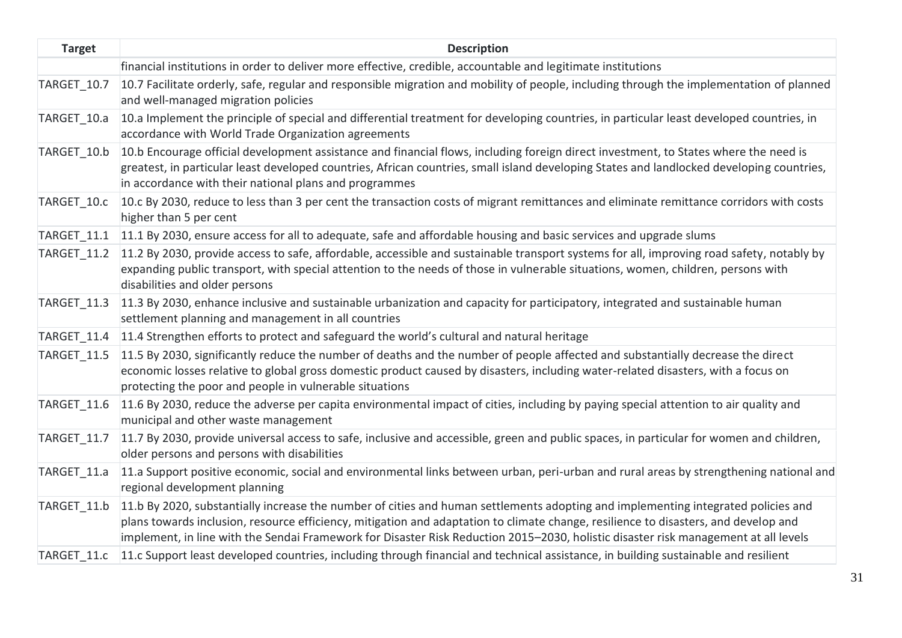| Target | Description |
|---|---|
| | financial institutions in order to deliver more effective, credible, accountable and legitimate institutions |
| TARGET_10.7 | 10.7 Facilitate orderly, safe, regular and responsible migration and mobility of people, including through the implementation of planned and well-managed migration policies |
| TARGET_10.a | 10.a Implement the principle of special and differential treatment for developing countries, in particular least developed countries, in accordance with World Trade Organization agreements |
| TARGET_10.b | 10.b Encourage official development assistance and financial flows, including foreign direct investment, to States where the need is greatest, in particular least developed countries, African countries, small island developing States and landlocked developing countries, in accordance with their national plans and programmes |
| TARGET_10.c | 10.c By 2030, reduce to less than 3 per cent the transaction costs of migrant remittances and eliminate remittance corridors with costs higher than 5 per cent |
| TARGET_11.1 | 11.1 By 2030, ensure access for all to adequate, safe and affordable housing and basic services and upgrade slums |
| TARGET_11.2 | 11.2 By 2030, provide access to safe, affordable, accessible and sustainable transport systems for all, improving road safety, notably by expanding public transport, with special attention to the needs of those in vulnerable situations, women, children, persons with disabilities and older persons |
| TARGET_11.3 | 11.3 By 2030, enhance inclusive and sustainable urbanization and capacity for participatory, integrated and sustainable human settlement planning and management in all countries |
| TARGET_11.4 | 11.4 Strengthen efforts to protect and safeguard the world's cultural and natural heritage |
| TARGET_11.5 | 11.5 By 2030, significantly reduce the number of deaths and the number of people affected and substantially decrease the direct economic losses relative to global gross domestic product caused by disasters, including water-related disasters, with a focus on protecting the poor and people in vulnerable situations |
| TARGET_11.6 | 11.6 By 2030, reduce the adverse per capita environmental impact of cities, including by paying special attention to air quality and municipal and other waste management |
| TARGET_11.7 | 11.7 By 2030, provide universal access to safe, inclusive and accessible, green and public spaces, in particular for women and children, older persons and persons with disabilities |
| TARGET_11.a | 11.a Support positive economic, social and environmental links between urban, peri-urban and rural areas by strengthening national and regional development planning |
| TARGET_11.b | 11.b By 2020, substantially increase the number of cities and human settlements adopting and implementing integrated policies and plans towards inclusion, resource efficiency, mitigation and adaptation to climate change, resilience to disasters, and develop and implement, in line with the Sendai Framework for Disaster Risk Reduction 2015–2030, holistic disaster risk management at all levels |
| TARGET_11.c | 11.c Support least developed countries, including through financial and technical assistance, in building sustainable and resilient |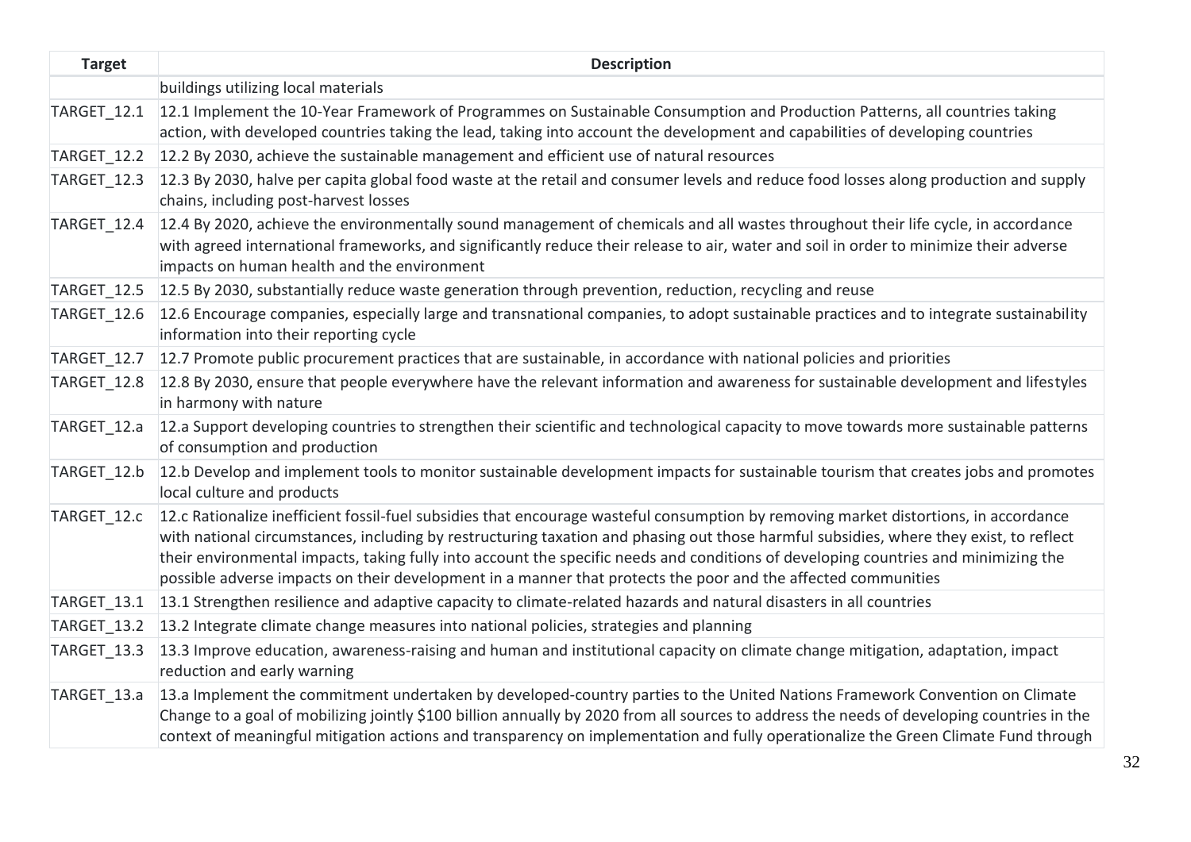| Target | Description |
|---|---|
| | buildings utilizing local materials |
| TARGET_12.1 | 12.1 Implement the 10-Year Framework of Programmes on Sustainable Consumption and Production Patterns, all countries taking action, with developed countries taking the lead, taking into account the development and capabilities of developing countries |
| TARGET_12.2 | 12.2 By 2030, achieve the sustainable management and efficient use of natural resources |
| TARGET_12.3 | 12.3 By 2030, halve per capita global food waste at the retail and consumer levels and reduce food losses along production and supply chains, including post-harvest losses |
| TARGET_12.4 | 12.4 By 2020, achieve the environmentally sound management of chemicals and all wastes throughout their life cycle, in accordance with agreed international frameworks, and significantly reduce their release to air, water and soil in order to minimize their adverse impacts on human health and the environment |
| TARGET_12.5 | 12.5 By 2030, substantially reduce waste generation through prevention, reduction, recycling and reuse |
| TARGET_12.6 | 12.6 Encourage companies, especially large and transnational companies, to adopt sustainable practices and to integrate sustainability information into their reporting cycle |
| TARGET_12.7 | 12.7 Promote public procurement practices that are sustainable, in accordance with national policies and priorities |
| TARGET_12.8 | 12.8 By 2030, ensure that people everywhere have the relevant information and awareness for sustainable development and lifestyles in harmony with nature |
| TARGET_12.a | 12.a Support developing countries to strengthen their scientific and technological capacity to move towards more sustainable patterns of consumption and production |
| TARGET_12.b | 12.b Develop and implement tools to monitor sustainable development impacts for sustainable tourism that creates jobs and promotes local culture and products |
| TARGET_12.c | 12.c Rationalize inefficient fossil-fuel subsidies that encourage wasteful consumption by removing market distortions, in accordance with national circumstances, including by restructuring taxation and phasing out those harmful subsidies, where they exist, to reflect their environmental impacts, taking fully into account the specific needs and conditions of developing countries and minimizing the possible adverse impacts on their development in a manner that protects the poor and the affected communities |
| TARGET_13.1 | 13.1 Strengthen resilience and adaptive capacity to climate-related hazards and natural disasters in all countries |
| TARGET_13.2 | 13.2 Integrate climate change measures into national policies, strategies and planning |
| TARGET_13.3 | 13.3 Improve education, awareness-raising and human and institutional capacity on climate change mitigation, adaptation, impact reduction and early warning |
| TARGET_13.a | 13.a Implement the commitment undertaken by developed-country parties to the United Nations Framework Convention on Climate Change to a goal of mobilizing jointly $100 billion annually by 2020 from all sources to address the needs of developing countries in the context of meaningful mitigation actions and transparency on implementation and fully operationalize the Green Climate Fund through |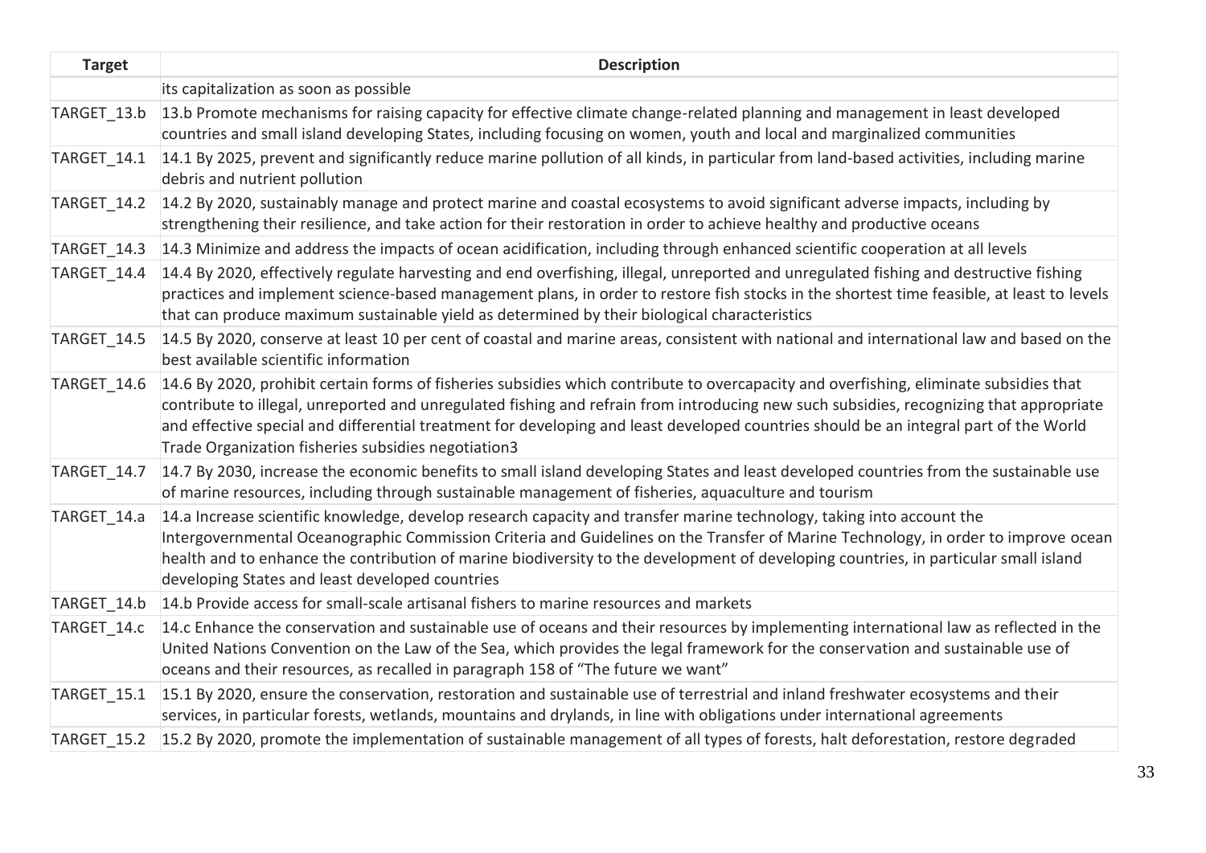| Target | Description |
|---|---|
| | its capitalization as soon as possible |
| TARGET_13.b | 13.b Promote mechanisms for raising capacity for effective climate change-related planning and management in least developed countries and small island developing States, including focusing on women, youth and local and marginalized communities |
| TARGET_14.1 | 14.1 By 2025, prevent and significantly reduce marine pollution of all kinds, in particular from land-based activities, including marine debris and nutrient pollution |
| TARGET_14.2 | 14.2 By 2020, sustainably manage and protect marine and coastal ecosystems to avoid significant adverse impacts, including by strengthening their resilience, and take action for their restoration in order to achieve healthy and productive oceans |
| TARGET_14.3 | 14.3 Minimize and address the impacts of ocean acidification, including through enhanced scientific cooperation at all levels |
| TARGET_14.4 | 14.4 By 2020, effectively regulate harvesting and end overfishing, illegal, unreported and unregulated fishing and destructive fishing practices and implement science-based management plans, in order to restore fish stocks in the shortest time feasible, at least to levels that can produce maximum sustainable yield as determined by their biological characteristics |
| TARGET_14.5 | 14.5 By 2020, conserve at least 10 per cent of coastal and marine areas, consistent with national and international law and based on the best available scientific information |
| TARGET_14.6 | 14.6 By 2020, prohibit certain forms of fisheries subsidies which contribute to overcapacity and overfishing, eliminate subsidies that contribute to illegal, unreported and unregulated fishing and refrain from introducing new such subsidies, recognizing that appropriate and effective special and differential treatment for developing and least developed countries should be an integral part of the World Trade Organization fisheries subsidies negotiation3 |
| TARGET_14.7 | 14.7 By 2030, increase the economic benefits to small island developing States and least developed countries from the sustainable use of marine resources, including through sustainable management of fisheries, aquaculture and tourism |
| TARGET_14.a | 14.a Increase scientific knowledge, develop research capacity and transfer marine technology, taking into account the Intergovernmental Oceanographic Commission Criteria and Guidelines on the Transfer of Marine Technology, in order to improve ocean health and to enhance the contribution of marine biodiversity to the development of developing countries, in particular small island developing States and least developed countries |
| TARGET_14.b | 14.b Provide access for small-scale artisanal fishers to marine resources and markets |
| TARGET_14.c | 14.c Enhance the conservation and sustainable use of oceans and their resources by implementing international law as reflected in the United Nations Convention on the Law of the Sea, which provides the legal framework for the conservation and sustainable use of oceans and their resources, as recalled in paragraph 158 of "The future we want" |
| TARGET_15.1 | 15.1 By 2020, ensure the conservation, restoration and sustainable use of terrestrial and inland freshwater ecosystems and their services, in particular forests, wetlands, mountains and drylands, in line with obligations under international agreements |
| TARGET_15.2 | 15.2 By 2020, promote the implementation of sustainable management of all types of forests, halt deforestation, restore degraded |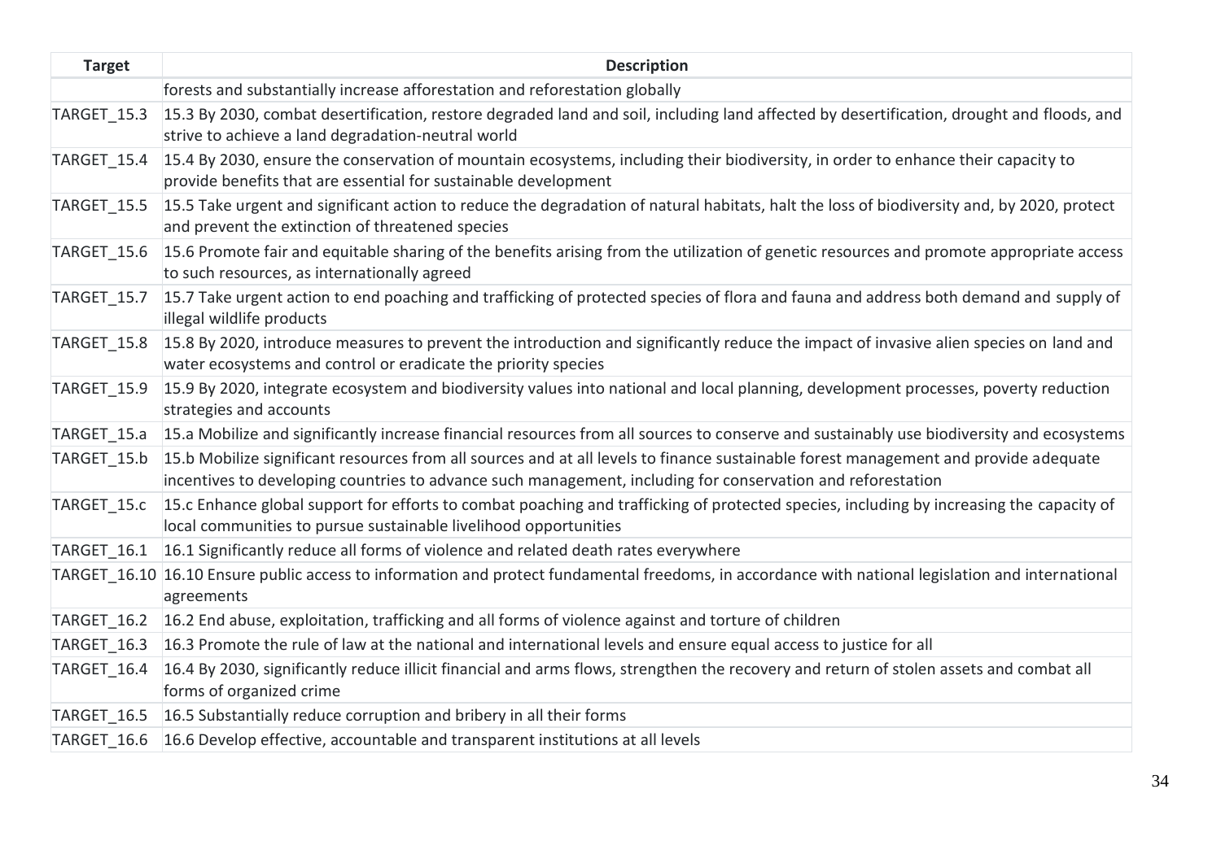| Target | Description |
|---|---|
| | forests and substantially increase afforestation and reforestation globally |
| TARGET_15.3 | 15.3 By 2030, combat desertification, restore degraded land and soil, including land affected by desertification, drought and floods, and strive to achieve a land degradation-neutral world |
| TARGET_15.4 | 15.4 By 2030, ensure the conservation of mountain ecosystems, including their biodiversity, in order to enhance their capacity to provide benefits that are essential for sustainable development |
| TARGET_15.5 | 15.5 Take urgent and significant action to reduce the degradation of natural habitats, halt the loss of biodiversity and, by 2020, protect and prevent the extinction of threatened species |
| TARGET_15.6 | 15.6 Promote fair and equitable sharing of the benefits arising from the utilization of genetic resources and promote appropriate access to such resources, as internationally agreed |
| TARGET_15.7 | 15.7 Take urgent action to end poaching and trafficking of protected species of flora and fauna and address both demand and supply of illegal wildlife products |
| TARGET_15.8 | 15.8 By 2020, introduce measures to prevent the introduction and significantly reduce the impact of invasive alien species on land and water ecosystems and control or eradicate the priority species |
| TARGET_15.9 | 15.9 By 2020, integrate ecosystem and biodiversity values into national and local planning, development processes, poverty reduction strategies and accounts |
| TARGET_15.a | 15.a Mobilize and significantly increase financial resources from all sources to conserve and sustainably use biodiversity and ecosystems |
| TARGET_15.b | 15.b Mobilize significant resources from all sources and at all levels to finance sustainable forest management and provide adequate incentives to developing countries to advance such management, including for conservation and reforestation |
| TARGET_15.c | 15.c Enhance global support for efforts to combat poaching and trafficking of protected species, including by increasing the capacity of local communities to pursue sustainable livelihood opportunities |
| TARGET_16.1 | 16.1 Significantly reduce all forms of violence and related death rates everywhere |
| TARGET_16.10 | 16.10 Ensure public access to information and protect fundamental freedoms, in accordance with national legislation and international agreements |
| TARGET_16.2 | 16.2 End abuse, exploitation, trafficking and all forms of violence against and torture of children |
| TARGET_16.3 | 16.3 Promote the rule of law at the national and international levels and ensure equal access to justice for all |
| TARGET_16.4 | 16.4 By 2030, significantly reduce illicit financial and arms flows, strengthen the recovery and return of stolen assets and combat all forms of organized crime |
| TARGET_16.5 | 16.5 Substantially reduce corruption and bribery in all their forms |
| TARGET_16.6 | 16.6 Develop effective, accountable and transparent institutions at all levels |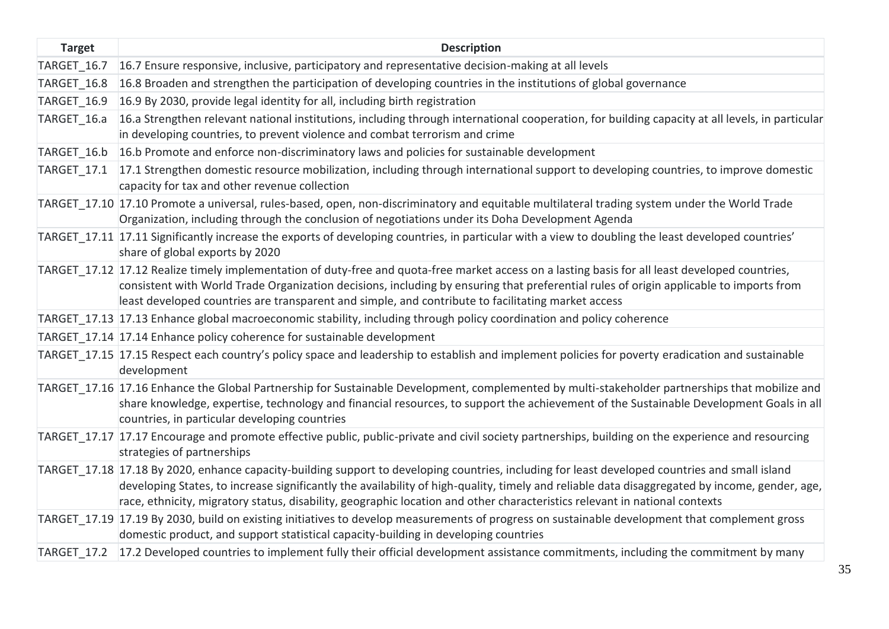| Target | Description |
|---|---|
| TARGET_16.7 | 16.7 Ensure responsive, inclusive, participatory and representative decision-making at all levels |
| TARGET_16.8 | 16.8 Broaden and strengthen the participation of developing countries in the institutions of global governance |
| TARGET_16.9 | 16.9 By 2030, provide legal identity for all, including birth registration |
| TARGET_16.a | 16.a Strengthen relevant national institutions, including through international cooperation, for building capacity at all levels, in particular in developing countries, to prevent violence and combat terrorism and crime |
| TARGET_16.b | 16.b Promote and enforce non-discriminatory laws and policies for sustainable development |
| TARGET_17.1 | 17.1 Strengthen domestic resource mobilization, including through international support to developing countries, to improve domestic capacity for tax and other revenue collection |
| TARGET_17.10 | 17.10 Promote a universal, rules-based, open, non-discriminatory and equitable multilateral trading system under the World Trade Organization, including through the conclusion of negotiations under its Doha Development Agenda |
| TARGET_17.11 | 17.11 Significantly increase the exports of developing countries, in particular with a view to doubling the least developed countries' share of global exports by 2020 |
| TARGET_17.12 | 17.12 Realize timely implementation of duty-free and quota-free market access on a lasting basis for all least developed countries, consistent with World Trade Organization decisions, including by ensuring that preferential rules of origin applicable to imports from least developed countries are transparent and simple, and contribute to facilitating market access |
| TARGET_17.13 | 17.13 Enhance global macroeconomic stability, including through policy coordination and policy coherence |
| TARGET_17.14 | 17.14 Enhance policy coherence for sustainable development |
| TARGET_17.15 | 17.15 Respect each country's policy space and leadership to establish and implement policies for poverty eradication and sustainable development |
| TARGET_17.16 | 17.16 Enhance the Global Partnership for Sustainable Development, complemented by multi-stakeholder partnerships that mobilize and share knowledge, expertise, technology and financial resources, to support the achievement of the Sustainable Development Goals in all countries, in particular developing countries |
| TARGET_17.17 | 17.17 Encourage and promote effective public, public-private and civil society partnerships, building on the experience and resourcing strategies of partnerships |
| TARGET_17.18 | 17.18 By 2020, enhance capacity-building support to developing countries, including for least developed countries and small island developing States, to increase significantly the availability of high-quality, timely and reliable data disaggregated by income, gender, age, race, ethnicity, migratory status, disability, geographic location and other characteristics relevant in national contexts |
| TARGET_17.19 | 17.19 By 2030, build on existing initiatives to develop measurements of progress on sustainable development that complement gross domestic product, and support statistical capacity-building in developing countries |
| TARGET_17.2 | 17.2 Developed countries to implement fully their official development assistance commitments, including the commitment by many |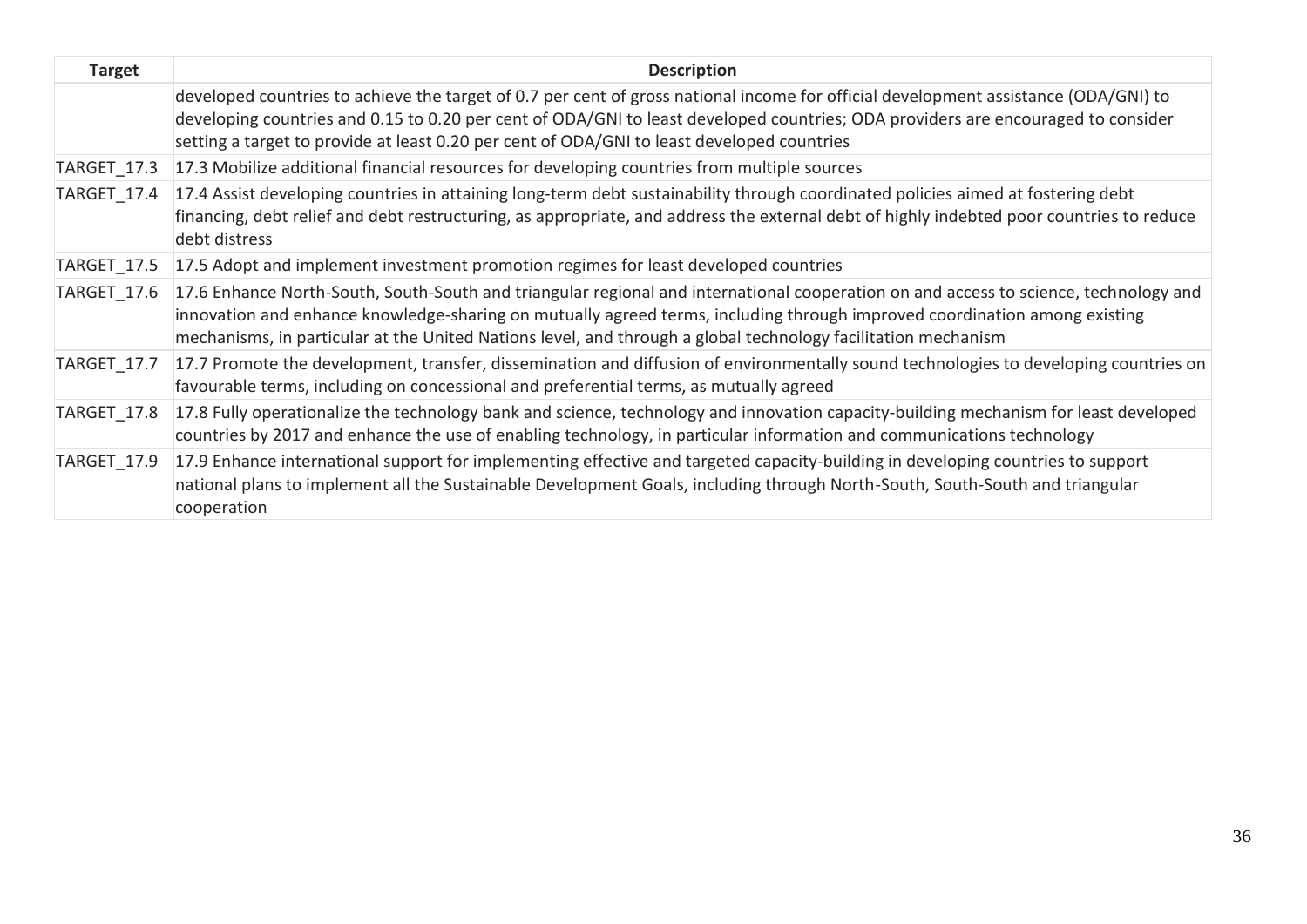| Target | Description |
|---|---|
| | developed countries to achieve the target of 0.7 per cent of gross national income for official development assistance (ODA/GNI) to developing countries and 0.15 to 0.20 per cent of ODA/GNI to least developed countries; ODA providers are encouraged to consider setting a target to provide at least 0.20 per cent of ODA/GNI to least developed countries |
| TARGET_17.3 | 17.3 Mobilize additional financial resources for developing countries from multiple sources |
| TARGET_17.4 | 17.4 Assist developing countries in attaining long-term debt sustainability through coordinated policies aimed at fostering debt financing, debt relief and debt restructuring, as appropriate, and address the external debt of highly indebted poor countries to reduce debt distress |
| TARGET_17.5 | 17.5 Adopt and implement investment promotion regimes for least developed countries |
| TARGET_17.6 | 17.6 Enhance North-South, South-South and triangular regional and international cooperation on and access to science, technology and innovation and enhance knowledge-sharing on mutually agreed terms, including through improved coordination among existing mechanisms, in particular at the United Nations level, and through a global technology facilitation mechanism |
| TARGET_17.7 | 17.7 Promote the development, transfer, dissemination and diffusion of environmentally sound technologies to developing countries on favourable terms, including on concessional and preferential terms, as mutually agreed |
| TARGET_17.8 | 17.8 Fully operationalize the technology bank and science, technology and innovation capacity-building mechanism for least developed countries by 2017 and enhance the use of enabling technology, in particular information and communications technology |
| TARGET_17.9 | 17.9 Enhance international support for implementing effective and targeted capacity-building in developing countries to support national plans to implement all the Sustainable Development Goals, including through North-South, South-South and triangular cooperation |